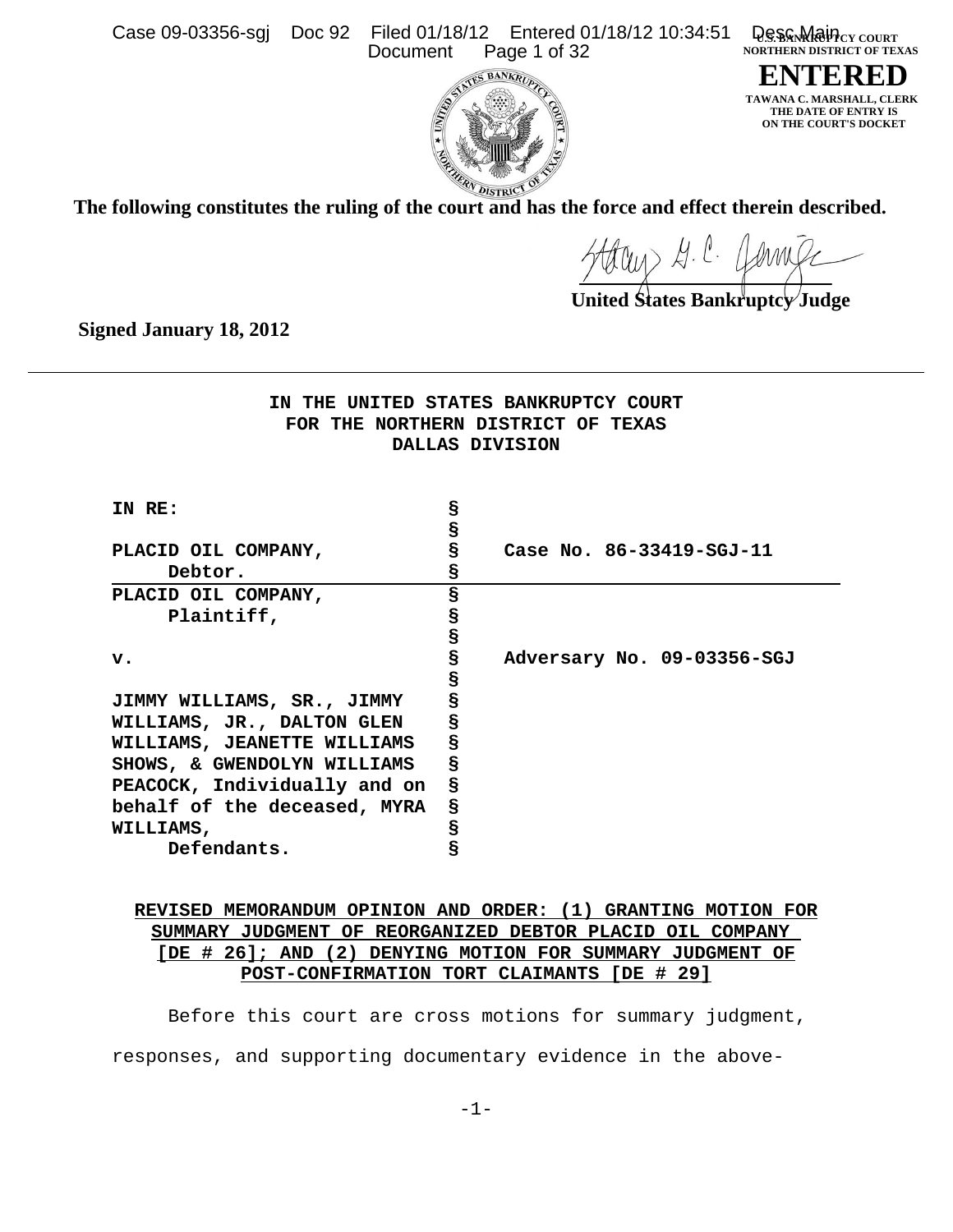U.S. BANKRUPTCY COURT
NORTHERN DISTRICT OF TEXAS

**ENTERED**

TAWANA C. MARSHALL, CLERK
THE DATE OF ENTRY IS
ON THE COURT'S DOCKET

**The following constitutes the ruling of the court and has the force and effect therein described.**

**United States Bankruptcy Judge**

**Signed January 18, 2012**

---

**IN THE UNITED STATES BANKRUPTCY COURT**
**FOR THE NORTHERN DISTRICT OF TEXAS**
**DALLAS DIVISION**

| | | |
|---|---|---|
| **IN RE:** | § | |
| | § | |
| **PLACID OIL COMPANY,** | § | **Case No. 86-33419-SGJ-11** |
| **Debtor.** | § | |
| **PLACID OIL COMPANY,** | § | |
| **Plaintiff,** | § | |
| | § | |
| **v.** | § | **Adversary No. 09-03356-SGJ** |
| | § | |
| **JIMMY WILLIAMS, SR., JIMMY WILLIAMS, JR., DALTON GLEN WILLIAMS, JEANETTE WILLIAMS SHOWS, & GWENDOLYN WILLIAMS PEACOCK, Individually and on behalf of the deceased, MYRA WILLIAMS,** | § | |
| **Defendants.** | § | |

**REVISED MEMORANDUM OPINION AND ORDER: (1) GRANTING MOTION FOR SUMMARY JUDGMENT OF REORGANIZED DEBTOR PLACID OIL COMPANY [DE # 26]; AND (2) DENYING MOTION FOR SUMMARY JUDGMENT OF POST-CONFIRMATION TORT CLAIMANTS [DE # 29]**

Before this court are cross motions for summary judgment, responses, and supporting documentary evidence in the above-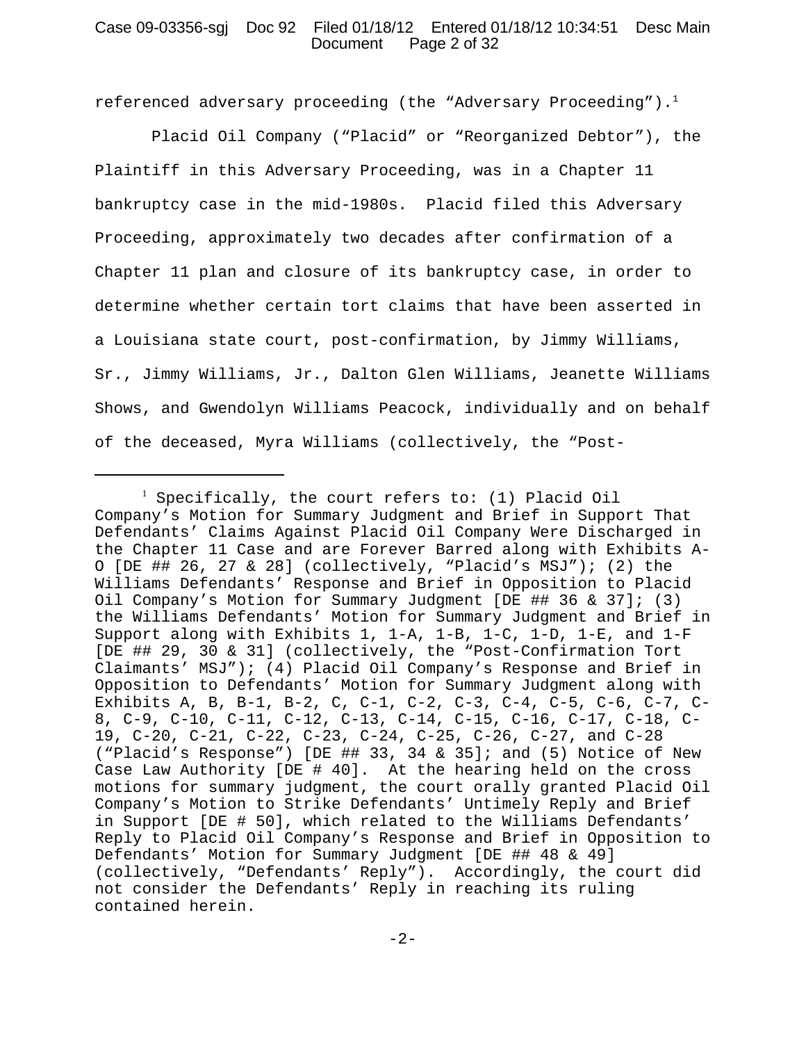referenced adversary proceeding (the "Adversary Proceeding").[1]

Placid Oil Company ("Placid" or "Reorganized Debtor"), the Plaintiff in this Adversary Proceeding, was in a Chapter 11 bankruptcy case in the mid-1980s. Placid filed this Adversary Proceeding, approximately two decades after confirmation of a Chapter 11 plan and closure of its bankruptcy case, in order to determine whether certain tort claims that have been asserted in a Louisiana state court, post-confirmation, by Jimmy Williams, Sr., Jimmy Williams, Jr., Dalton Glen Williams, Jeanette Williams Shows, and Gwendolyn Williams Peacock, individually and on behalf of the deceased, Myra Williams (collectively, the "Post-

---

[1] Specifically, the court refers to: (1) Placid Oil Company's Motion for Summary Judgment and Brief in Support That Defendants' Claims Against Placid Oil Company Were Discharged in the Chapter 11 Case and are Forever Barred along with Exhibits A-O [DE ## 26, 27 & 28] (collectively, "Placid's MSJ"); (2) the Williams Defendants' Response and Brief in Opposition to Placid Oil Company's Motion for Summary Judgment [DE ## 36 & 37]; (3) the Williams Defendants' Motion for Summary Judgment and Brief in Support along with Exhibits 1, 1-A, 1-B, 1-C, 1-D, 1-E, and 1-F [DE ## 29, 30 & 31] (collectively, the "Post-Confirmation Tort Claimants' MSJ"); (4) Placid Oil Company's Response and Brief in Opposition to Defendants' Motion for Summary Judgment along with Exhibits A, B, B-1, B-2, C, C-1, C-2, C-3, C-4, C-5, C-6, C-7, C-8, C-9, C-10, C-11, C-12, C-13, C-14, C-15, C-16, C-17, C-18, C-19, C-20, C-21, C-22, C-23, C-24, C-25, C-26, C-27, and C-28 ("Placid's Response") [DE ## 33, 34 & 35]; and (5) Notice of New Case Law Authority [DE # 40]. At the hearing held on the cross motions for summary judgment, the court orally granted Placid Oil Company's Motion to Strike Defendants' Untimely Reply and Brief in Support [DE # 50], which related to the Williams Defendants' Reply to Placid Oil Company's Response and Brief in Opposition to Defendants' Motion for Summary Judgment [DE ## 48 & 49] (collectively, "Defendants' Reply"). Accordingly, the court did not consider the Defendants' Reply in reaching its ruling contained herein.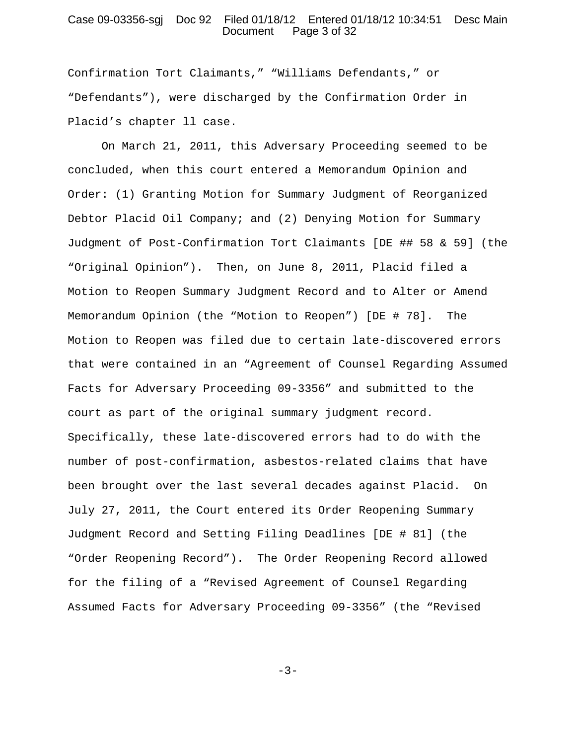Confirmation Tort Claimants," "Williams Defendants," or "Defendants"), were discharged by the Confirmation Order in Placid's chapter ll case.

On March 21, 2011, this Adversary Proceeding seemed to be concluded, when this court entered a Memorandum Opinion and Order: (1) Granting Motion for Summary Judgment of Reorganized Debtor Placid Oil Company; and (2) Denying Motion for Summary Judgment of Post-Confirmation Tort Claimants [DE ## 58 & 59] (the "Original Opinion"). Then, on June 8, 2011, Placid filed a Motion to Reopen Summary Judgment Record and to Alter or Amend Memorandum Opinion (the "Motion to Reopen") [DE # 78]. The Motion to Reopen was filed due to certain late-discovered errors that were contained in an "Agreement of Counsel Regarding Assumed Facts for Adversary Proceeding 09-3356" and submitted to the court as part of the original summary judgment record. Specifically, these late-discovered errors had to do with the number of post-confirmation, asbestos-related claims that have been brought over the last several decades against Placid. On July 27, 2011, the Court entered its Order Reopening Summary Judgment Record and Setting Filing Deadlines [DE # 81] (the "Order Reopening Record"). The Order Reopening Record allowed for the filing of a "Revised Agreement of Counsel Regarding Assumed Facts for Adversary Proceeding 09-3356" (the "Revised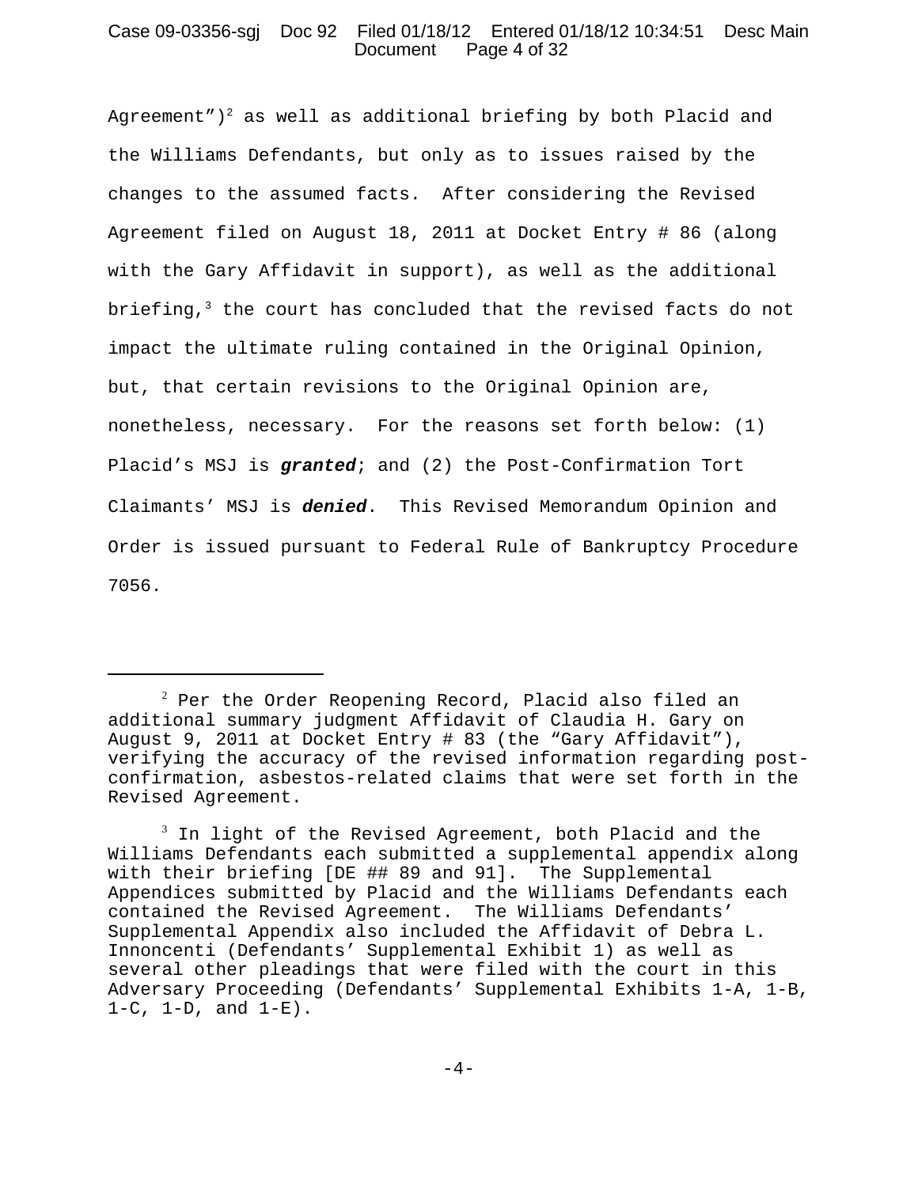Agreement”)[2] as well as additional briefing by both Placid and the Williams Defendants, but only as to issues raised by the changes to the assumed facts. After considering the Revised Agreement filed on August 18, 2011 at Docket Entry # 86 (along with the Gary Affidavit in support), as well as the additional briefing,[3] the court has concluded that the revised facts do not impact the ultimate ruling contained in the Original Opinion, but, that certain revisions to the Original Opinion are, nonetheless, necessary. For the reasons set forth below: (1) Placid’s MSJ is ***granted***; and (2) the Post-Confirmation Tort Claimants’ MSJ is ***denied***. This Revised Memorandum Opinion and Order is issued pursuant to Federal Rule of Bankruptcy Procedure 7056.

---

[2] Per the Order Reopening Record, Placid also filed an additional summary judgment Affidavit of Claudia H. Gary on August 9, 2011 at Docket Entry # 83 (the “Gary Affidavit”), verifying the accuracy of the revised information regarding post-confirmation, asbestos-related claims that were set forth in the Revised Agreement.

[3] In light of the Revised Agreement, both Placid and the Williams Defendants each submitted a supplemental appendix along with their briefing [DE ## 89 and 91]. The Supplemental Appendices submitted by Placid and the Williams Defendants each contained the Revised Agreement. The Williams Defendants’ Supplemental Appendix also included the Affidavit of Debra L. Innoncenti (Defendants’ Supplemental Exhibit 1) as well as several other pleadings that were filed with the court in this Adversary Proceeding (Defendants’ Supplemental Exhibits 1-A, 1-B, 1-C, 1-D, and 1-E).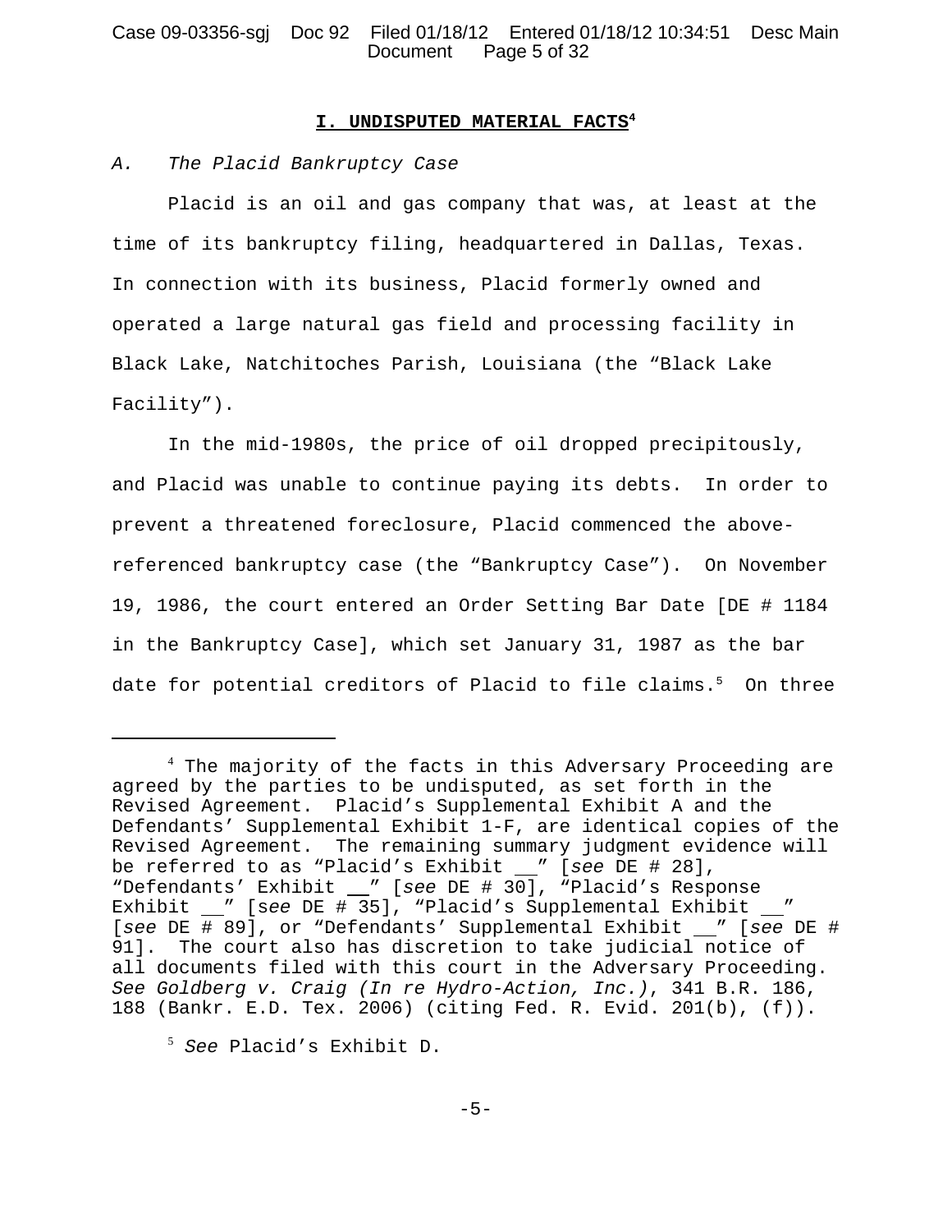## I. UNDISPUTED MATERIAL FACTS[4]

*A. The Placid Bankruptcy Case*

Placid is an oil and gas company that was, at least at the time of its bankruptcy filing, headquartered in Dallas, Texas. In connection with its business, Placid formerly owned and operated a large natural gas field and processing facility in Black Lake, Natchitoches Parish, Louisiana (the "Black Lake Facility").

In the mid-1980s, the price of oil dropped precipitously, and Placid was unable to continue paying its debts. In order to prevent a threatened foreclosure, Placid commenced the above-referenced bankruptcy case (the "Bankruptcy Case"). On November 19, 1986, the court entered an Order Setting Bar Date [DE # 1184 in the Bankruptcy Case], which set January 31, 1987 as the bar date for potential creditors of Placid to file claims.[5] On three

---

[4] The majority of the facts in this Adversary Proceeding are agreed by the parties to be undisputed, as set forth in the Revised Agreement. Placid's Supplemental Exhibit A and the Defendants' Supplemental Exhibit 1-F, are identical copies of the Revised Agreement. The remaining summary judgment evidence will be referred to as "Placid's Exhibit __" [*see* DE # 28], "Defendants' Exhibit __" [*see* DE # 30], "Placid's Response Exhibit __" [*see* DE # 35], "Placid's Supplemental Exhibit __" [*see* DE # 89], or "Defendants' Supplemental Exhibit __" [*see* DE # 91]. The court also has discretion to take judicial notice of all documents filed with this court in the Adversary Proceeding. *See Goldberg v. Craig (In re Hydro-Action, Inc.)*, 341 B.R. 186, 188 (Bankr. E.D. Tex. 2006) (citing Fed. R. Evid. 201(b), (f)).

[5] *See* Placid's Exhibit D.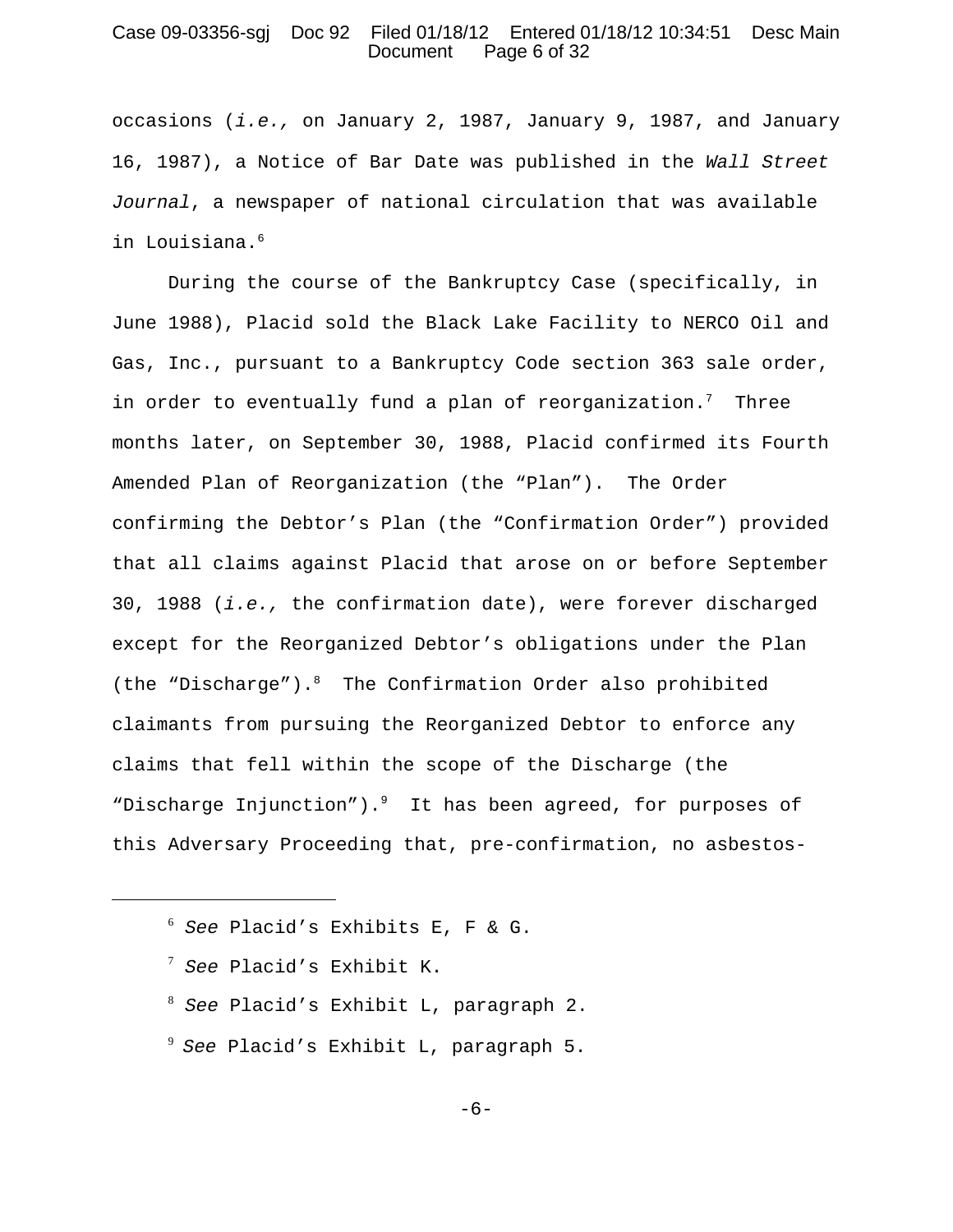occasions (*i.e.,* on January 2, 1987, January 9, 1987, and January 16, 1987), a Notice of Bar Date was published in the *Wall Street Journal*, a newspaper of national circulation that was available in Louisiana.[6]

During the course of the Bankruptcy Case (specifically, in June 1988), Placid sold the Black Lake Facility to NERCO Oil and Gas, Inc., pursuant to a Bankruptcy Code section 363 sale order, in order to eventually fund a plan of reorganization.[7] Three months later, on September 30, 1988, Placid confirmed its Fourth Amended Plan of Reorganization (the "Plan"). The Order confirming the Debtor's Plan (the "Confirmation Order") provided that all claims against Placid that arose on or before September 30, 1988 (*i.e.,* the confirmation date), were forever discharged except for the Reorganized Debtor's obligations under the Plan (the "Discharge").[8] The Confirmation Order also prohibited claimants from pursuing the Reorganized Debtor to enforce any claims that fell within the scope of the Discharge (the "Discharge Injunction").[9] It has been agreed, for purposes of this Adversary Proceeding that, pre-confirmation, no asbestos-

---

[6] *See* Placid's Exhibits E, F & G.

[7] *See* Placid's Exhibit K.

[8] *See* Placid's Exhibit L, paragraph 2.

[9] *See* Placid's Exhibit L, paragraph 5.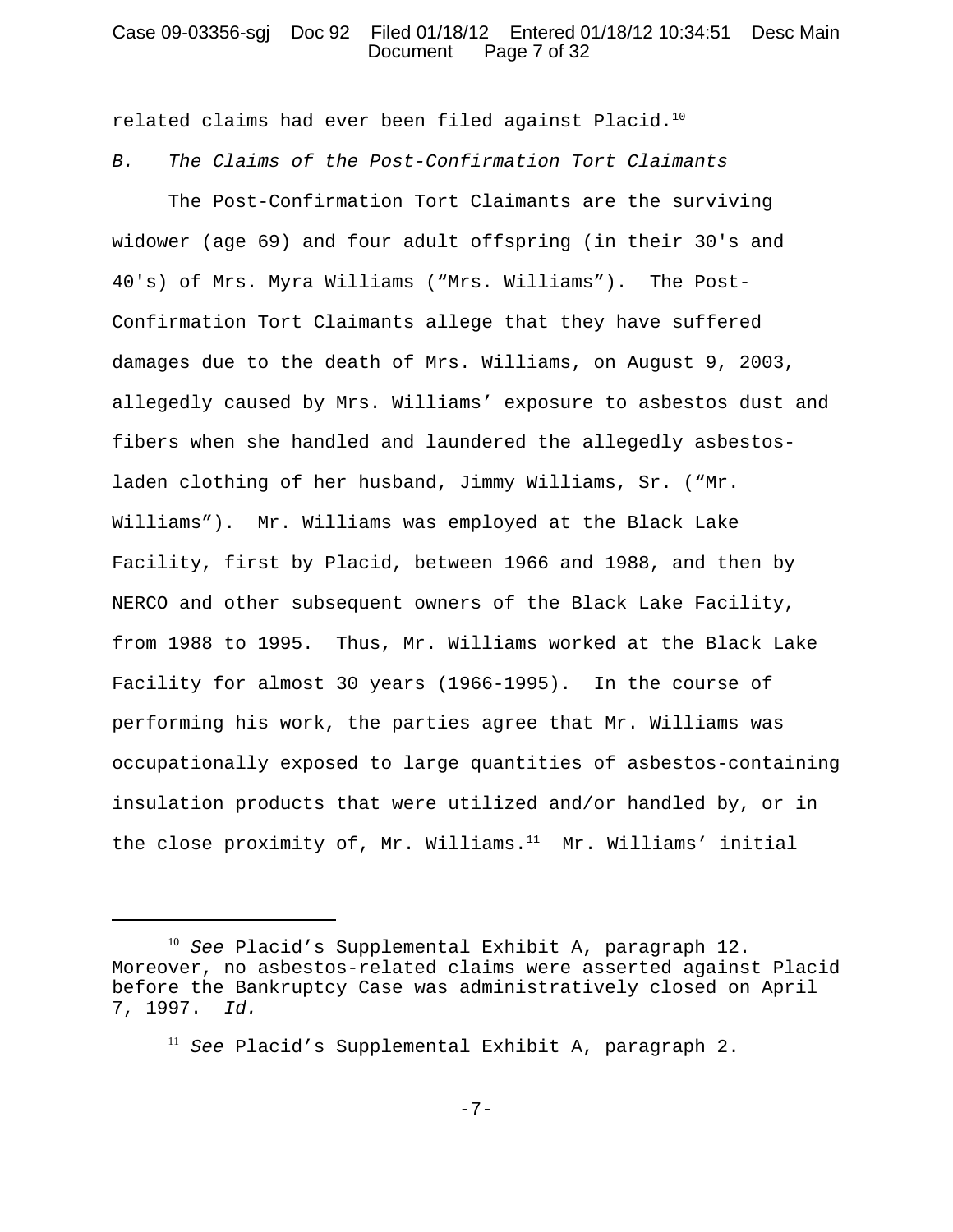related claims had ever been filed against Placid.[10]

*B. The Claims of the Post-Confirmation Tort Claimants*

The Post-Confirmation Tort Claimants are the surviving widower (age 69) and four adult offspring (in their 30's and 40's) of Mrs. Myra Williams ("Mrs. Williams"). The Post-Confirmation Tort Claimants allege that they have suffered damages due to the death of Mrs. Williams, on August 9, 2003, allegedly caused by Mrs. Williams' exposure to asbestos dust and fibers when she handled and laundered the allegedly asbestos-laden clothing of her husband, Jimmy Williams, Sr. ("Mr. Williams"). Mr. Williams was employed at the Black Lake Facility, first by Placid, between 1966 and 1988, and then by NERCO and other subsequent owners of the Black Lake Facility, from 1988 to 1995. Thus, Mr. Williams worked at the Black Lake Facility for almost 30 years (1966-1995). In the course of performing his work, the parties agree that Mr. Williams was occupationally exposed to large quantities of asbestos-containing insulation products that were utilized and/or handled by, or in the close proximity of, Mr. Williams.[11] Mr. Williams' initial

---

[10] *See* Placid's Supplemental Exhibit A, paragraph 12. Moreover, no asbestos-related claims were asserted against Placid before the Bankruptcy Case was administratively closed on April 7, 1997. *Id.*

[11] *See* Placid's Supplemental Exhibit A, paragraph 2.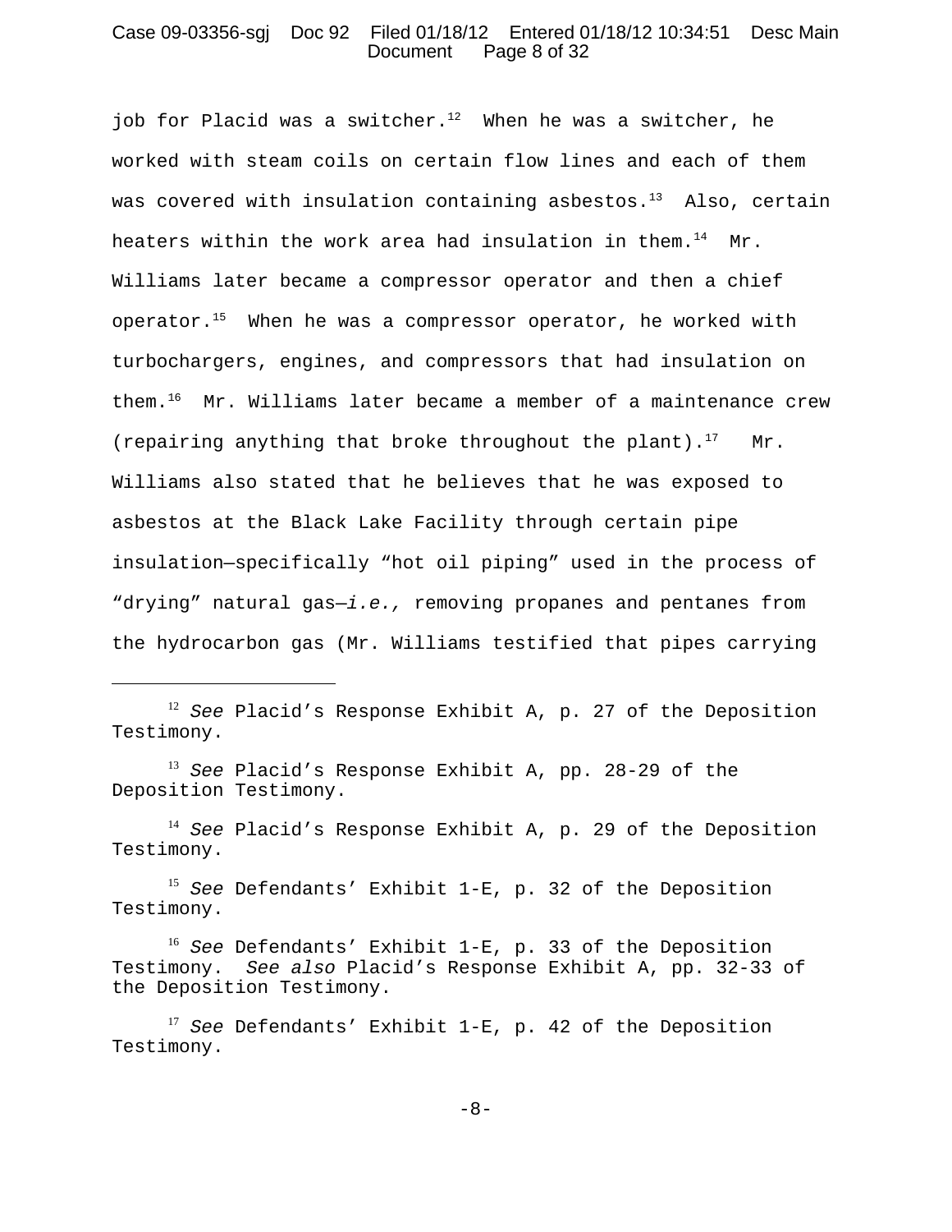job for Placid was a switcher.[12] When he was a switcher, he worked with steam coils on certain flow lines and each of them was covered with insulation containing asbestos.[13] Also, certain heaters within the work area had insulation in them.[14] Mr. Williams later became a compressor operator and then a chief operator.[15] When he was a compressor operator, he worked with turbochargers, engines, and compressors that had insulation on them.[16] Mr. Williams later became a member of a maintenance crew (repairing anything that broke throughout the plant).[17] Mr. Williams also stated that he believes that he was exposed to asbestos at the Black Lake Facility through certain pipe insulation—specifically "hot oil piping" used in the process of "drying" natural gas—*i.e.,* removing propanes and pentanes from the hydrocarbon gas (Mr. Williams testified that pipes carrying

---

[12] *See* Placid's Response Exhibit A, p. 27 of the Deposition Testimony.

[13] *See* Placid's Response Exhibit A, pp. 28-29 of the Deposition Testimony.

[14] *See* Placid's Response Exhibit A, p. 29 of the Deposition Testimony.

[15] *See* Defendants' Exhibit 1-E, p. 32 of the Deposition Testimony.

[16] *See* Defendants' Exhibit 1-E, p. 33 of the Deposition Testimony. *See also* Placid's Response Exhibit A, pp. 32-33 of the Deposition Testimony.

[17] *See* Defendants' Exhibit 1-E, p. 42 of the Deposition Testimony.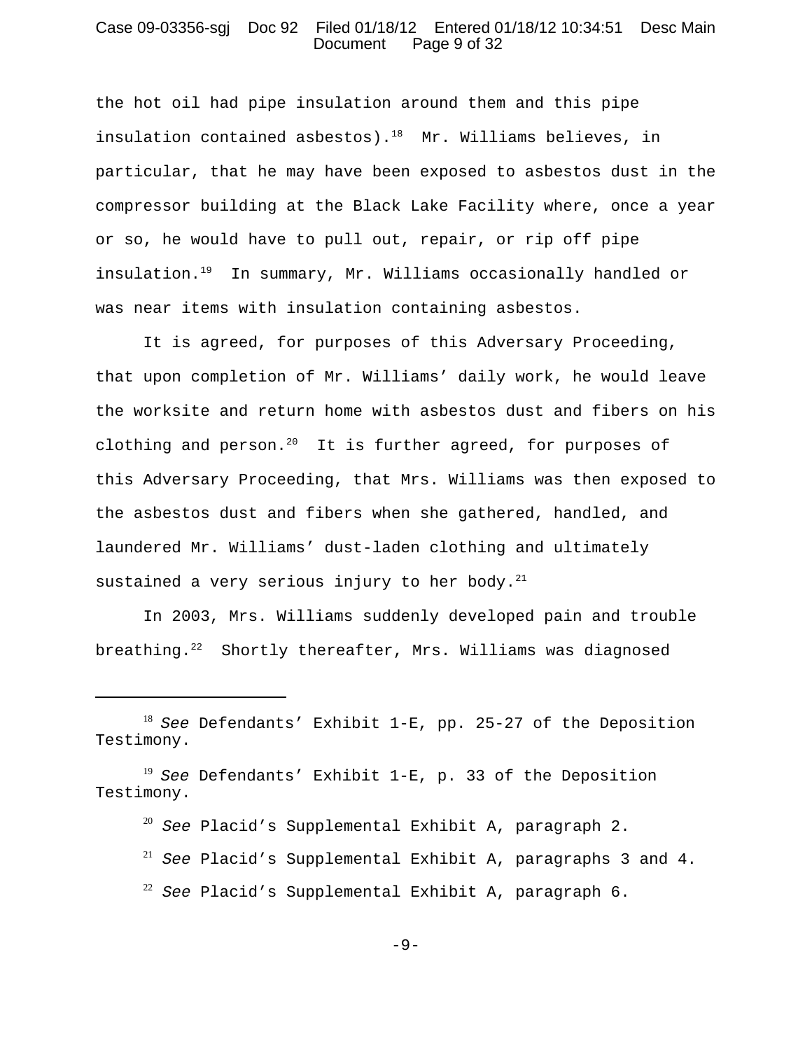the hot oil had pipe insulation around them and this pipe insulation contained asbestos).[18] Mr. Williams believes, in particular, that he may have been exposed to asbestos dust in the compressor building at the Black Lake Facility where, once a year or so, he would have to pull out, repair, or rip off pipe insulation.[19] In summary, Mr. Williams occasionally handled or was near items with insulation containing asbestos.

It is agreed, for purposes of this Adversary Proceeding, that upon completion of Mr. Williams' daily work, he would leave the worksite and return home with asbestos dust and fibers on his clothing and person.[20] It is further agreed, for purposes of this Adversary Proceeding, that Mrs. Williams was then exposed to the asbestos dust and fibers when she gathered, handled, and laundered Mr. Williams' dust-laden clothing and ultimately sustained a very serious injury to her body.[21]

In 2003, Mrs. Williams suddenly developed pain and trouble breathing.[22] Shortly thereafter, Mrs. Williams was diagnosed

---

[18] *See* Defendants' Exhibit 1-E, pp. 25-27 of the Deposition Testimony.

[19] *See* Defendants' Exhibit 1-E, p. 33 of the Deposition Testimony.

[20] *See* Placid's Supplemental Exhibit A, paragraph 2.

[21] *See* Placid's Supplemental Exhibit A, paragraphs 3 and 4.

[22] *See* Placid's Supplemental Exhibit A, paragraph 6.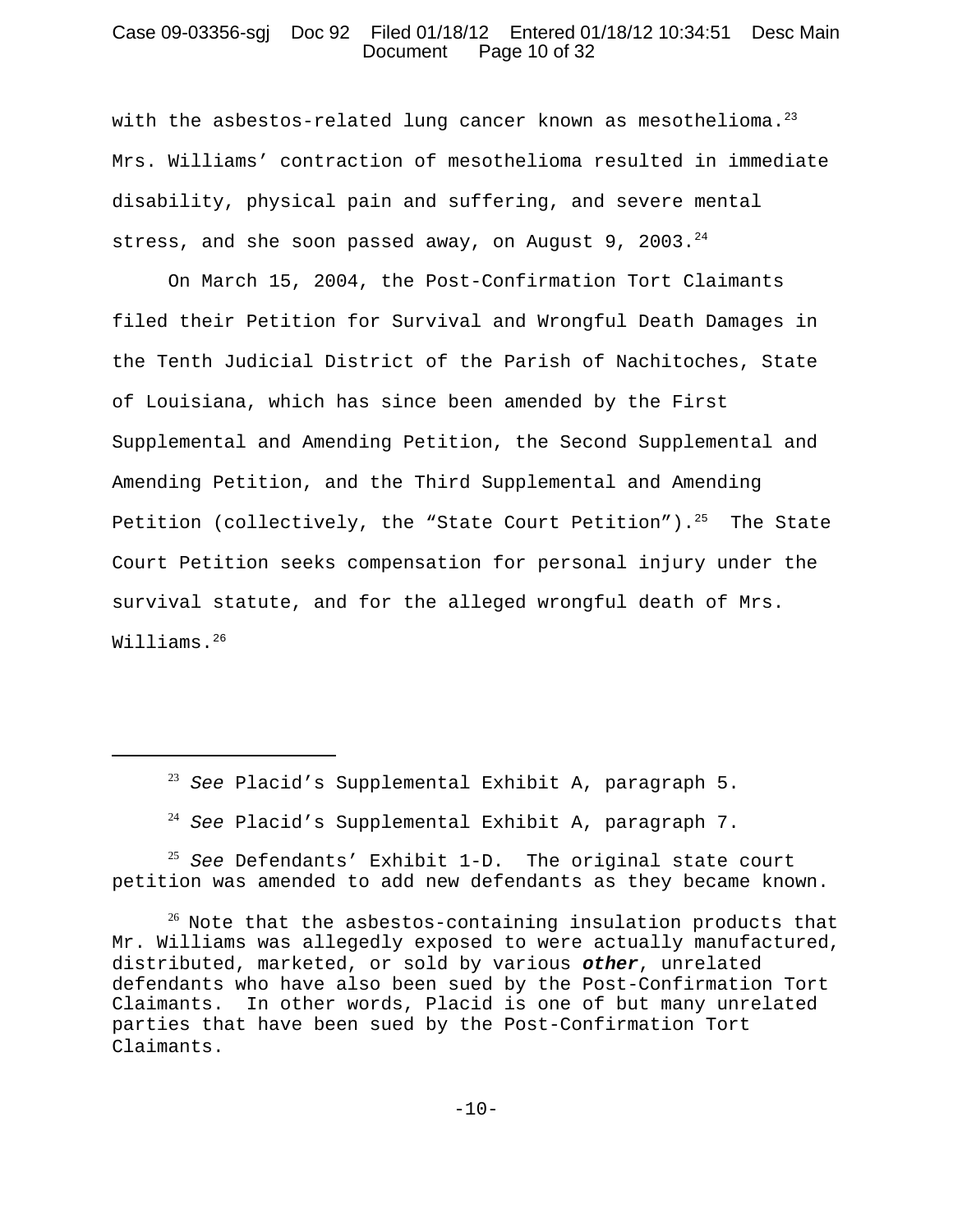with the asbestos-related lung cancer known as mesothelioma.[23] Mrs. Williams' contraction of mesothelioma resulted in immediate disability, physical pain and suffering, and severe mental stress, and she soon passed away, on August 9, 2003.[24]

On March 15, 2004, the Post-Confirmation Tort Claimants filed their Petition for Survival and Wrongful Death Damages in the Tenth Judicial District of the Parish of Nachitoches, State of Louisiana, which has since been amended by the First Supplemental and Amending Petition, the Second Supplemental and Amending Petition, and the Third Supplemental and Amending Petition (collectively, the "State Court Petition").[25] The State Court Petition seeks compensation for personal injury under the survival statute, and for the alleged wrongful death of Mrs. Williams.[26]

---

[23] *See* Placid's Supplemental Exhibit A, paragraph 5.

[24] *See* Placid's Supplemental Exhibit A, paragraph 7.

[25] *See* Defendants' Exhibit 1-D. The original state court petition was amended to add new defendants as they became known.

[26] Note that the asbestos-containing insulation products that Mr. Williams was allegedly exposed to were actually manufactured, distributed, marketed, or sold by various ***other***, unrelated defendants who have also been sued by the Post-Confirmation Tort Claimants. In other words, Placid is one of but many unrelated parties that have been sued by the Post-Confirmation Tort Claimants.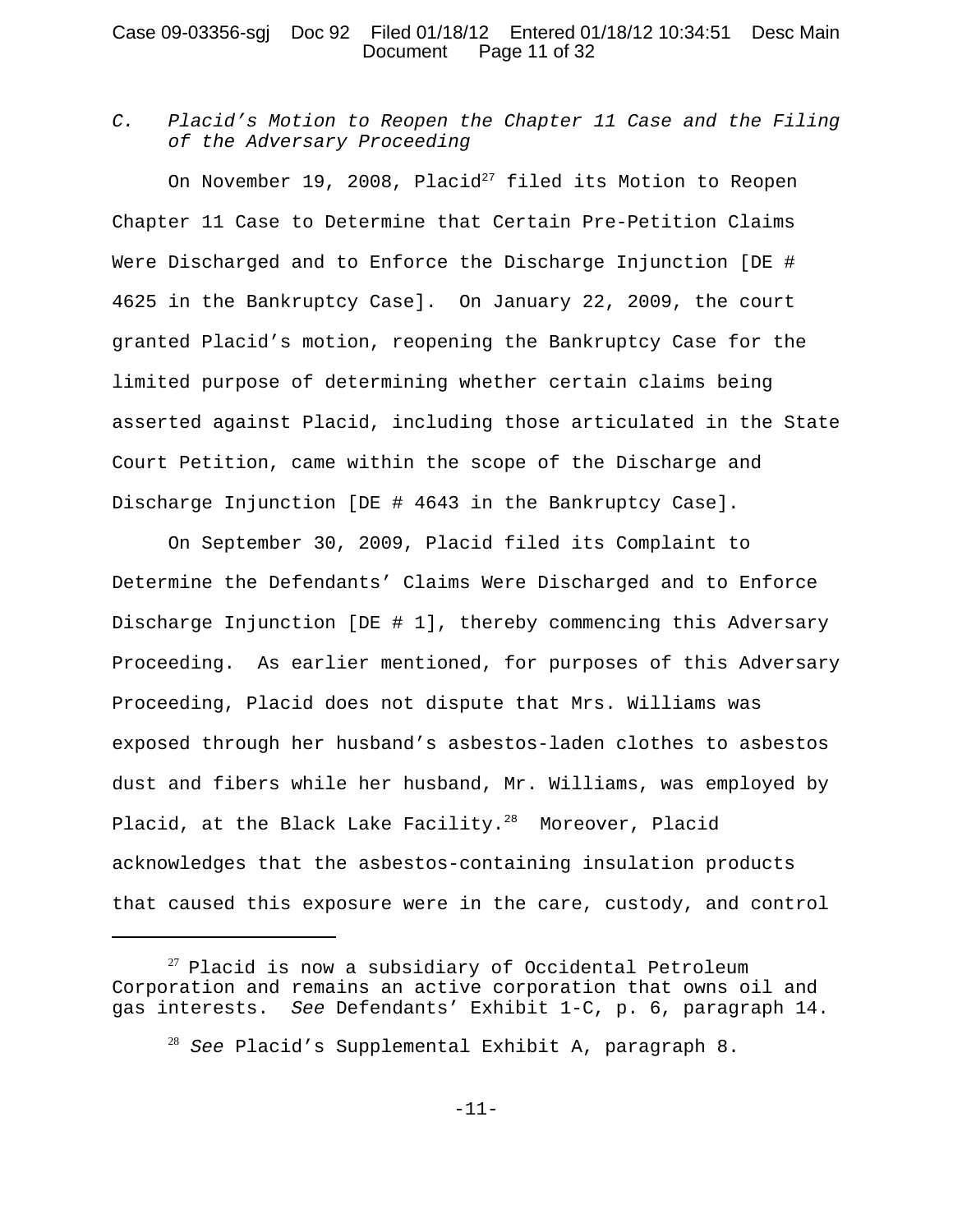### *C. Placid's Motion to Reopen the Chapter 11 Case and the Filing of the Adversary Proceeding*

On November 19, 2008, Placid[27] filed its Motion to Reopen Chapter 11 Case to Determine that Certain Pre-Petition Claims Were Discharged and to Enforce the Discharge Injunction [DE # 4625 in the Bankruptcy Case]. On January 22, 2009, the court granted Placid's motion, reopening the Bankruptcy Case for the limited purpose of determining whether certain claims being asserted against Placid, including those articulated in the State Court Petition, came within the scope of the Discharge and Discharge Injunction [DE # 4643 in the Bankruptcy Case].

On September 30, 2009, Placid filed its Complaint to Determine the Defendants' Claims Were Discharged and to Enforce Discharge Injunction [DE # 1], thereby commencing this Adversary Proceeding. As earlier mentioned, for purposes of this Adversary Proceeding, Placid does not dispute that Mrs. Williams was exposed through her husband's asbestos-laden clothes to asbestos dust and fibers while her husband, Mr. Williams, was employed by Placid, at the Black Lake Facility.[28] Moreover, Placid acknowledges that the asbestos-containing insulation products that caused this exposure were in the care, custody, and control

---

[27] Placid is now a subsidiary of Occidental Petroleum Corporation and remains an active corporation that owns oil and gas interests. *See* Defendants' Exhibit 1-C, p. 6, paragraph 14.

[28] *See* Placid's Supplemental Exhibit A, paragraph 8.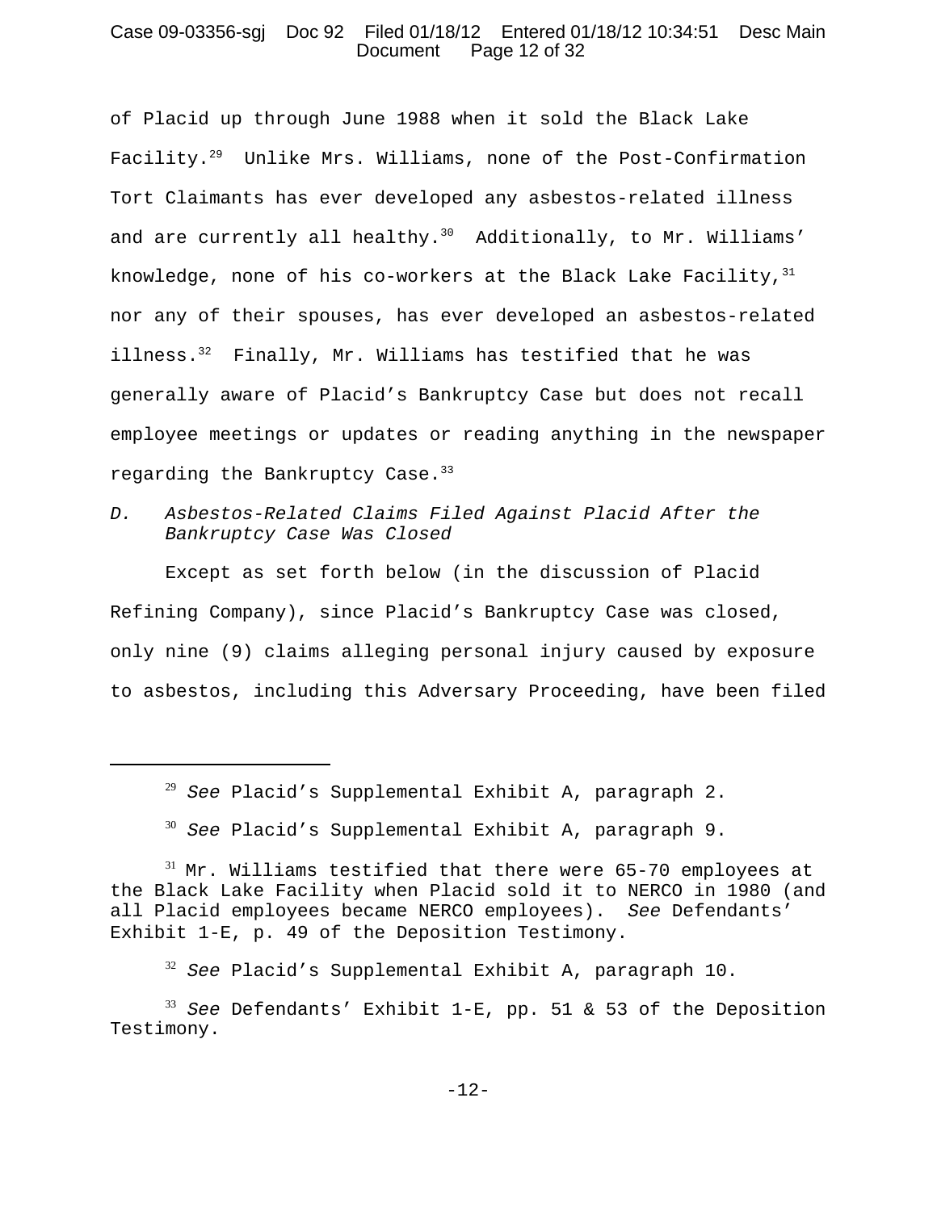of Placid up through June 1988 when it sold the Black Lake Facility.[29] Unlike Mrs. Williams, none of the Post-Confirmation Tort Claimants has ever developed any asbestos-related illness and are currently all healthy.[30] Additionally, to Mr. Williams' knowledge, none of his co-workers at the Black Lake Facility,[31] nor any of their spouses, has ever developed an asbestos-related illness.[32] Finally, Mr. Williams has testified that he was generally aware of Placid's Bankruptcy Case but does not recall employee meetings or updates or reading anything in the newspaper regarding the Bankruptcy Case.[33]

*D. Asbestos-Related Claims Filed Against Placid After the Bankruptcy Case Was Closed*

Except as set forth below (in the discussion of Placid Refining Company), since Placid's Bankruptcy Case was closed, only nine (9) claims alleging personal injury caused by exposure to asbestos, including this Adversary Proceeding, have been filed

---

[29] *See* Placid's Supplemental Exhibit A, paragraph 2.

[30] *See* Placid's Supplemental Exhibit A, paragraph 9.

[31] Mr. Williams testified that there were 65-70 employees at the Black Lake Facility when Placid sold it to NERCO in 1980 (and all Placid employees became NERCO employees). *See* Defendants' Exhibit 1-E, p. 49 of the Deposition Testimony.

[32] *See* Placid's Supplemental Exhibit A, paragraph 10.

[33] *See* Defendants' Exhibit 1-E, pp. 51 & 53 of the Deposition Testimony.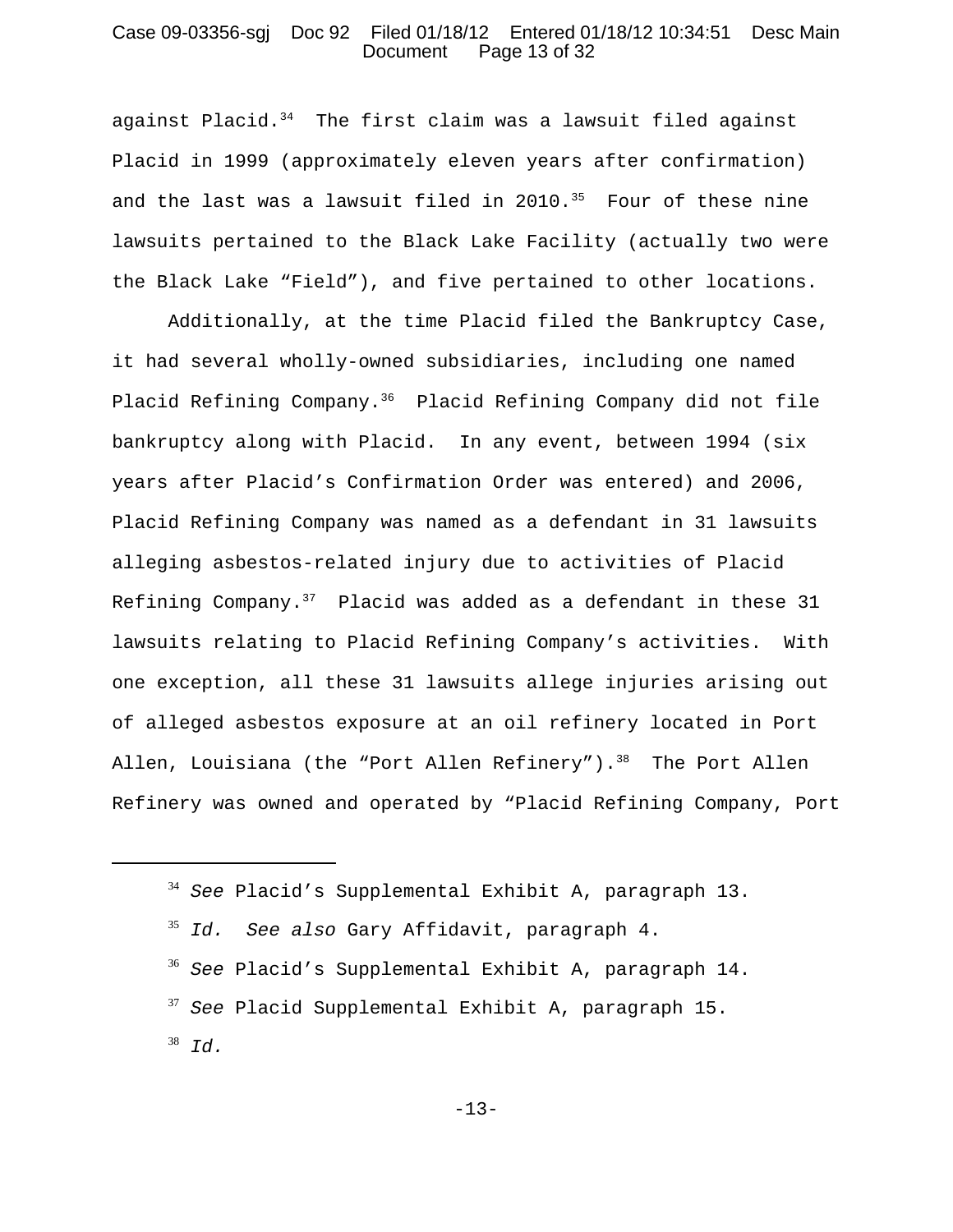against Placid.[34] The first claim was a lawsuit filed against Placid in 1999 (approximately eleven years after confirmation) and the last was a lawsuit filed in 2010.[35] Four of these nine lawsuits pertained to the Black Lake Facility (actually two were the Black Lake "Field"), and five pertained to other locations.

Additionally, at the time Placid filed the Bankruptcy Case, it had several wholly-owned subsidiaries, including one named Placid Refining Company.[36] Placid Refining Company did not file bankruptcy along with Placid. In any event, between 1994 (six years after Placid's Confirmation Order was entered) and 2006, Placid Refining Company was named as a defendant in 31 lawsuits alleging asbestos-related injury due to activities of Placid Refining Company.[37] Placid was added as a defendant in these 31 lawsuits relating to Placid Refining Company's activities. With one exception, all these 31 lawsuits allege injuries arising out of alleged asbestos exposure at an oil refinery located in Port Allen, Louisiana (the "Port Allen Refinery").[38] The Port Allen Refinery was owned and operated by "Placid Refining Company, Port

---

[34] *See* Placid's Supplemental Exhibit A, paragraph 13.

[35] *Id.* *See also* Gary Affidavit, paragraph 4.

[36] *See* Placid's Supplemental Exhibit A, paragraph 14.

[37] *See* Placid Supplemental Exhibit A, paragraph 15.

[38] *Id.*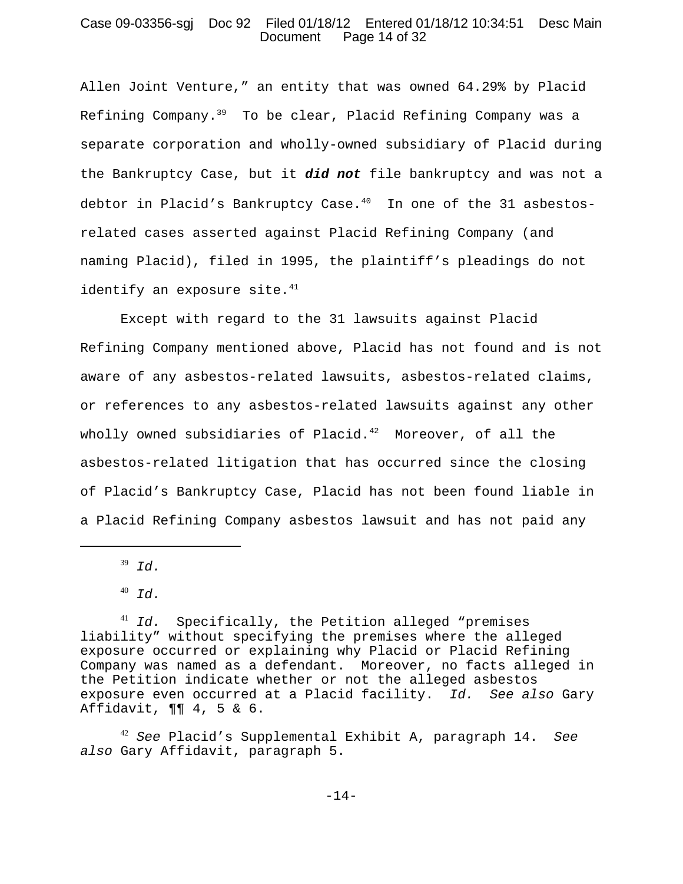Allen Joint Venture," an entity that was owned 64.29% by Placid Refining Company.[39] To be clear, Placid Refining Company was a separate corporation and wholly-owned subsidiary of Placid during the Bankruptcy Case, but it ***did not*** file bankruptcy and was not a debtor in Placid's Bankruptcy Case.[40] In one of the 31 asbestos-related cases asserted against Placid Refining Company (and naming Placid), filed in 1995, the plaintiff's pleadings do not identify an exposure site.[41]

Except with regard to the 31 lawsuits against Placid Refining Company mentioned above, Placid has not found and is not aware of any asbestos-related lawsuits, asbestos-related claims, or references to any asbestos-related lawsuits against any other wholly owned subsidiaries of Placid.[42] Moreover, of all the asbestos-related litigation that has occurred since the closing of Placid's Bankruptcy Case, Placid has not been found liable in a Placid Refining Company asbestos lawsuit and has not paid any

---

[39] *Id.*

[40] *Id.*

[41] *Id.* Specifically, the Petition alleged "premises liability" without specifying the premises where the alleged exposure occurred or explaining why Placid or Placid Refining Company was named as a defendant. Moreover, no facts alleged in the Petition indicate whether or not the alleged asbestos exposure even occurred at a Placid facility. *Id.* *See also* Gary Affidavit, ¶¶ 4, 5 & 6.

[42] *See* Placid's Supplemental Exhibit A, paragraph 14. *See also* Gary Affidavit, paragraph 5.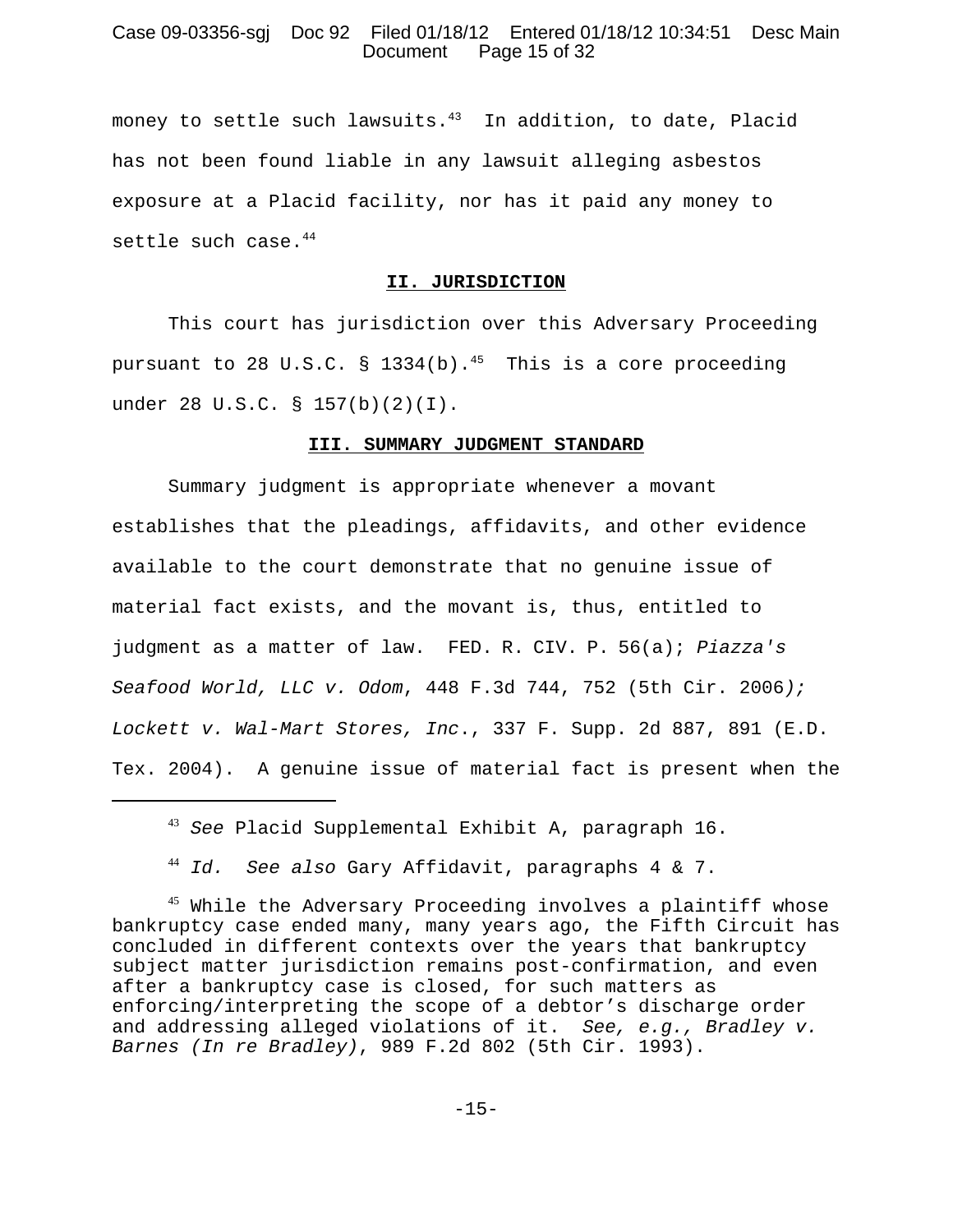money to settle such lawsuits.[43] In addition, to date, Placid has not been found liable in any lawsuit alleging asbestos exposure at a Placid facility, nor has it paid any money to settle such case.[44]

## II. JURISDICTION

This court has jurisdiction over this Adversary Proceeding pursuant to 28 U.S.C. § 1334(b).[45] This is a core proceeding under 28 U.S.C. § 157(b)(2)(I).

## III. SUMMARY JUDGMENT STANDARD

Summary judgment is appropriate whenever a movant establishes that the pleadings, affidavits, and other evidence available to the court demonstrate that no genuine issue of material fact exists, and the movant is, thus, entitled to judgment as a matter of law. FED. R. CIV. P. 56(a); *Piazza's Seafood World, LLC v. Odom*, 448 F.3d 744, 752 (5th Cir. 2006); *Lockett v. Wal-Mart Stores, Inc*., 337 F. Supp. 2d 887, 891 (E.D. Tex. 2004). A genuine issue of material fact is present when the

---

[43] *See* Placid Supplemental Exhibit A, paragraph 16.

[44] *Id. See also* Gary Affidavit, paragraphs 4 & 7.

[45] While the Adversary Proceeding involves a plaintiff whose bankruptcy case ended many, many years ago, the Fifth Circuit has concluded in different contexts over the years that bankruptcy subject matter jurisdiction remains post-confirmation, and even after a bankruptcy case is closed, for such matters as enforcing/interpreting the scope of a debtor's discharge order and addressing alleged violations of it. *See, e.g., Bradley v. Barnes (In re Bradley)*, 989 F.2d 802 (5th Cir. 1993).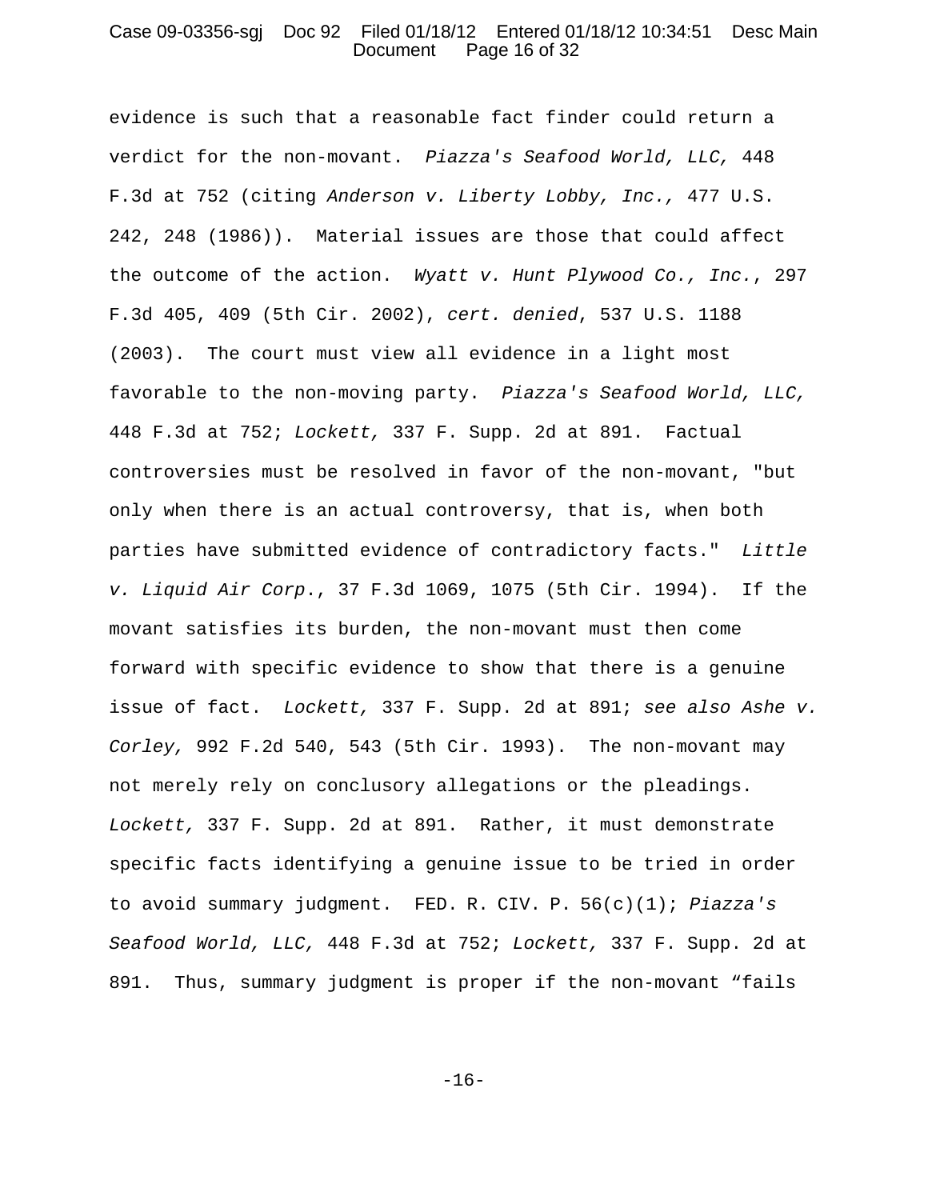evidence is such that a reasonable fact finder could return a verdict for the non-movant. *Piazza's Seafood World, LLC,* 448 F.3d at 752 (citing *Anderson v. Liberty Lobby, Inc.,* 477 U.S. 242, 248 (1986)). Material issues are those that could affect the outcome of the action. *Wyatt v. Hunt Plywood Co., Inc.*, 297 F.3d 405, 409 (5th Cir. 2002), *cert. denied*, 537 U.S. 1188 (2003). The court must view all evidence in a light most favorable to the non-moving party. *Piazza's Seafood World, LLC,* 448 F.3d at 752; *Lockett,* 337 F. Supp. 2d at 891. Factual controversies must be resolved in favor of the non-movant, "but only when there is an actual controversy, that is, when both parties have submitted evidence of contradictory facts." *Little v. Liquid Air Corp*., 37 F.3d 1069, 1075 (5th Cir. 1994). If the movant satisfies its burden, the non-movant must then come forward with specific evidence to show that there is a genuine issue of fact. *Lockett,* 337 F. Supp. 2d at 891; *see also Ashe v. Corley,* 992 F.2d 540, 543 (5th Cir. 1993). The non-movant may not merely rely on conclusory allegations or the pleadings. *Lockett,* 337 F. Supp. 2d at 891. Rather, it must demonstrate specific facts identifying a genuine issue to be tried in order to avoid summary judgment. FED. R. CIV. P. 56(c)(1); *Piazza's Seafood World, LLC,* 448 F.3d at 752; *Lockett,* 337 F. Supp. 2d at 891. Thus, summary judgment is proper if the non-movant "fails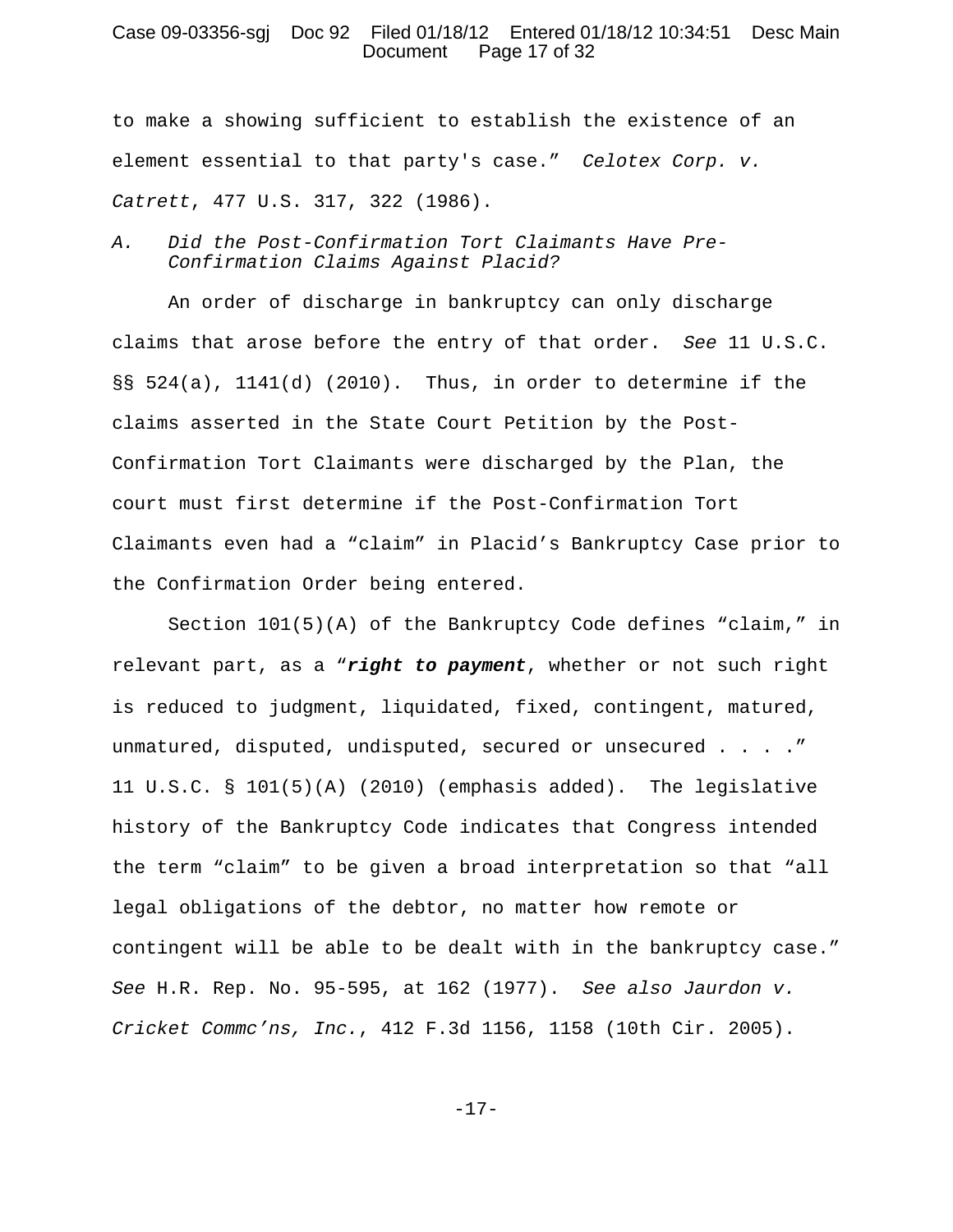to make a showing sufficient to establish the existence of an element essential to that party's case." *Celotex Corp. v. Catrett*, 477 U.S. 317, 322 (1986).

*A. Did the Post-Confirmation Tort Claimants Have Pre-Confirmation Claims Against Placid?*

An order of discharge in bankruptcy can only discharge claims that arose before the entry of that order. *See* 11 U.S.C. §§ 524(a), 1141(d) (2010). Thus, in order to determine if the claims asserted in the State Court Petition by the Post-Confirmation Tort Claimants were discharged by the Plan, the court must first determine if the Post-Confirmation Tort Claimants even had a "claim" in Placid's Bankruptcy Case prior to the Confirmation Order being entered.

Section 101(5)(A) of the Bankruptcy Code defines "claim," in relevant part, as a "***right to payment***, whether or not such right is reduced to judgment, liquidated, fixed, contingent, matured, unmatured, disputed, undisputed, secured or unsecured . . . ." 11 U.S.C. § 101(5)(A) (2010) (emphasis added). The legislative history of the Bankruptcy Code indicates that Congress intended the term "claim" to be given a broad interpretation so that "all legal obligations of the debtor, no matter how remote or contingent will be able to be dealt with in the bankruptcy case." *See* H.R. Rep. No. 95-595, at 162 (1977). *See also Jaurdon v. Cricket Commc'ns, Inc.*, 412 F.3d 1156, 1158 (10th Cir. 2005).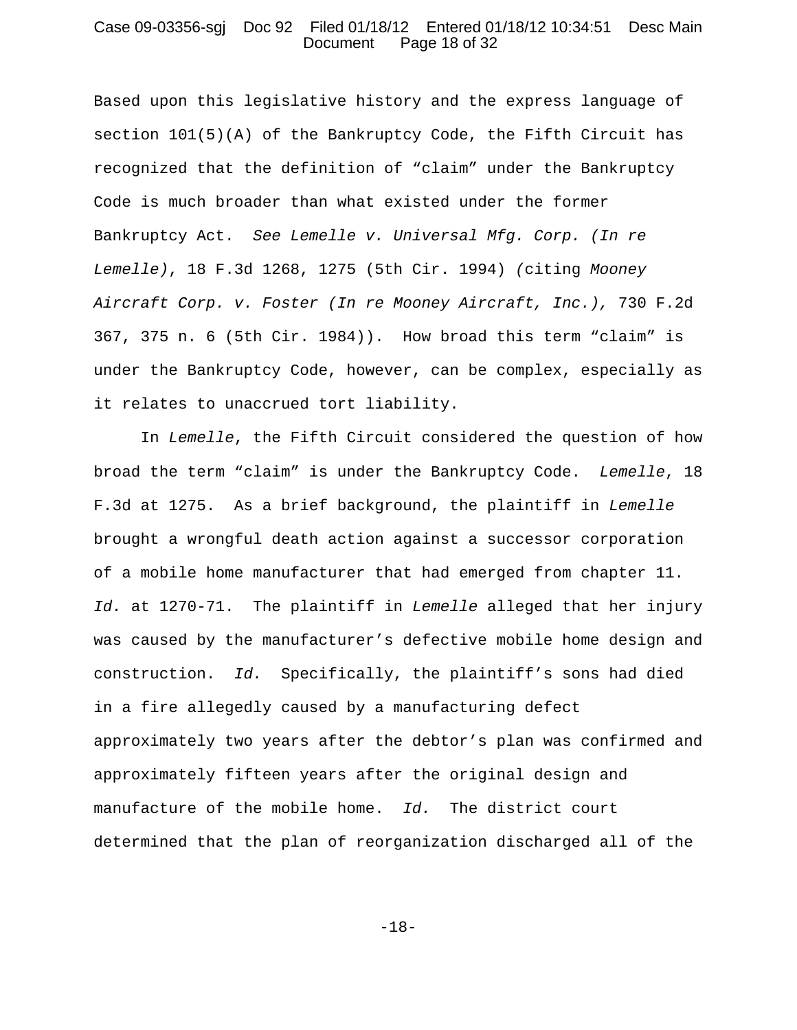Based upon this legislative history and the express language of section 101(5)(A) of the Bankruptcy Code, the Fifth Circuit has recognized that the definition of "claim" under the Bankruptcy Code is much broader than what existed under the former Bankruptcy Act. *See Lemelle v. Universal Mfg. Corp. (In re Lemelle)*, 18 F.3d 1268, 1275 (5th Cir. 1994) (citing *Mooney Aircraft Corp. v. Foster (In re Mooney Aircraft, Inc.),* 730 F.2d 367, 375 n. 6 (5th Cir. 1984)). How broad this term "claim" is under the Bankruptcy Code, however, can be complex, especially as it relates to unaccrued tort liability.

In *Lemelle*, the Fifth Circuit considered the question of how broad the term "claim" is under the Bankruptcy Code. *Lemelle*, 18 F.3d at 1275. As a brief background, the plaintiff in *Lemelle* brought a wrongful death action against a successor corporation of a mobile home manufacturer that had emerged from chapter 11. *Id.* at 1270-71. The plaintiff in *Lemelle* alleged that her injury was caused by the manufacturer's defective mobile home design and construction. *Id.* Specifically, the plaintiff's sons had died in a fire allegedly caused by a manufacturing defect approximately two years after the debtor's plan was confirmed and approximately fifteen years after the original design and manufacture of the mobile home. *Id.* The district court determined that the plan of reorganization discharged all of the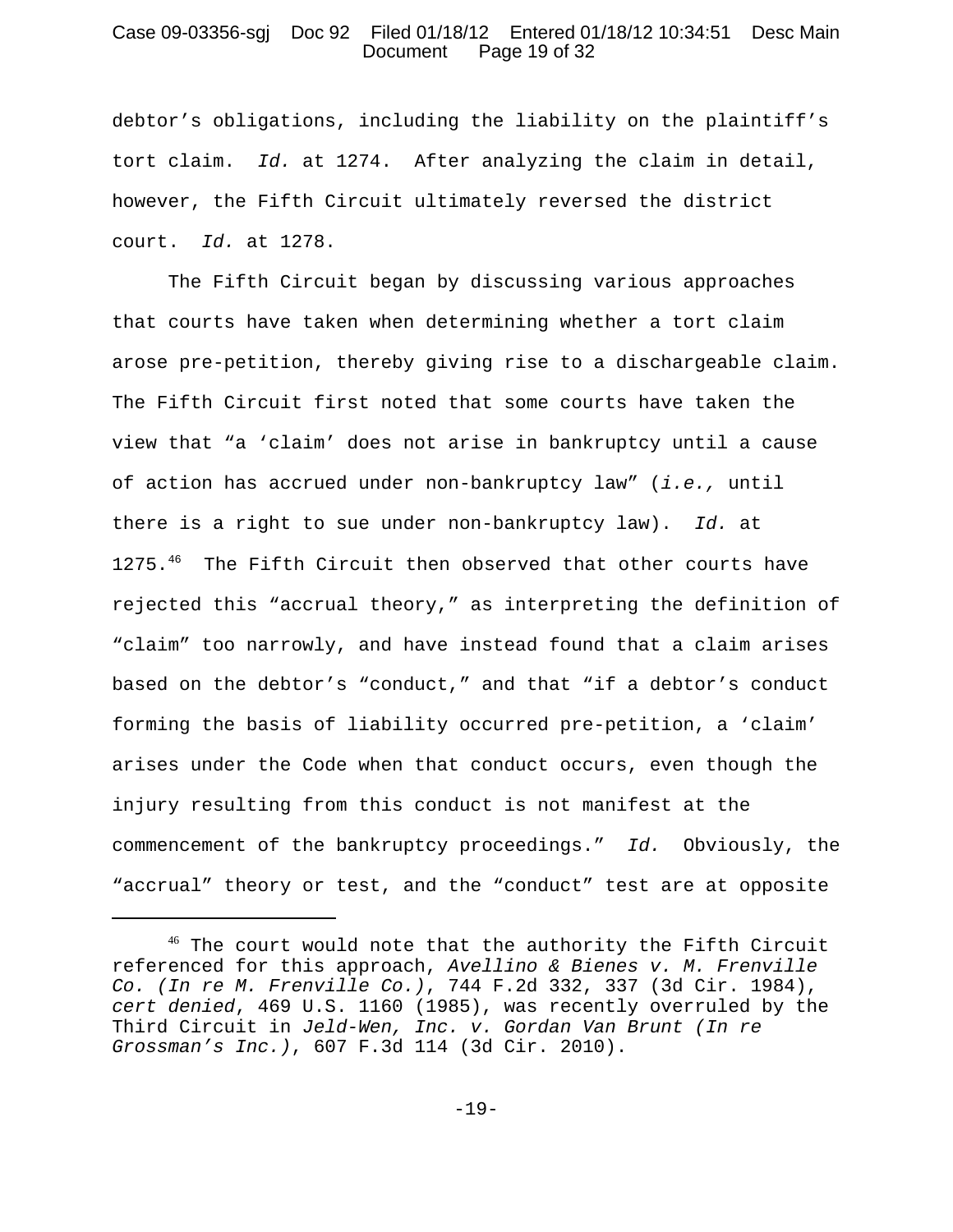debtor’s obligations, including the liability on the plaintiff’s tort claim. *Id.* at 1274. After analyzing the claim in detail, however, the Fifth Circuit ultimately reversed the district court. *Id.* at 1278.

The Fifth Circuit began by discussing various approaches that courts have taken when determining whether a tort claim arose pre-petition, thereby giving rise to a dischargeable claim. The Fifth Circuit first noted that some courts have taken the view that “a ‘claim’ does not arise in bankruptcy until a cause of action has accrued under non-bankruptcy law” (*i.e.,* until there is a right to sue under non-bankruptcy law). *Id.* at 1275.[46] The Fifth Circuit then observed that other courts have rejected this “accrual theory,” as interpreting the definition of “claim” too narrowly, and have instead found that a claim arises based on the debtor’s “conduct,” and that “if a debtor’s conduct forming the basis of liability occurred pre-petition, a ‘claim’ arises under the Code when that conduct occurs, even though the injury resulting from this conduct is not manifest at the commencement of the bankruptcy proceedings.” *Id.* Obviously, the “accrual” theory or test, and the “conduct” test are at opposite

---

[46] The court would note that the authority the Fifth Circuit referenced for this approach, *Avellino & Bienes v. M. Frenville Co. (In re M. Frenville Co.)*, 744 F.2d 332, 337 (3d Cir. 1984), *cert denied*, 469 U.S. 1160 (1985), was recently overruled by the Third Circuit in *Jeld-Wen, Inc. v. Gordan Van Brunt (In re Grossman’s Inc.)*, 607 F.3d 114 (3d Cir. 2010).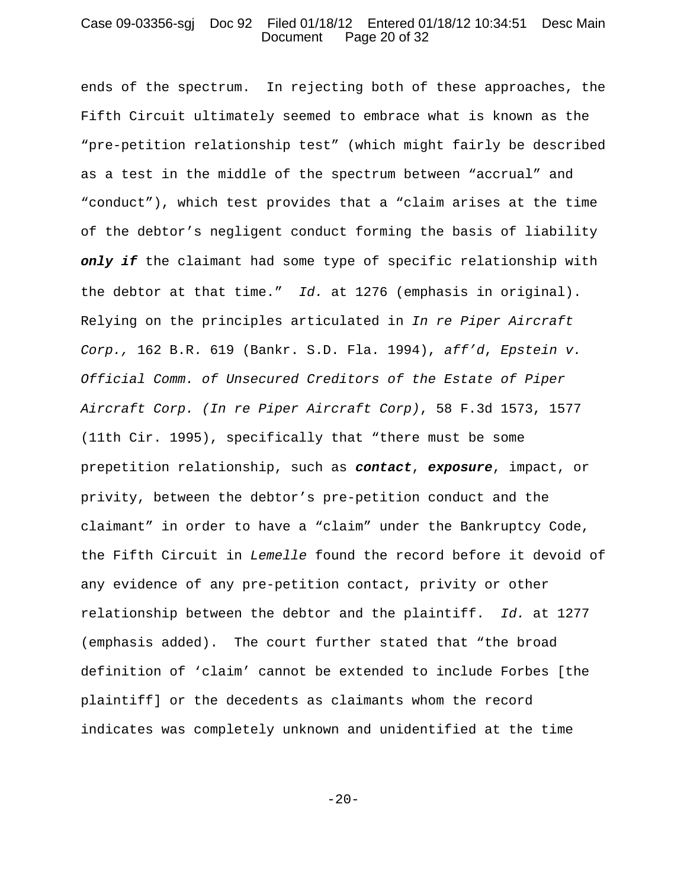ends of the spectrum. In rejecting both of these approaches, the Fifth Circuit ultimately seemed to embrace what is known as the "pre-petition relationship test" (which might fairly be described as a test in the middle of the spectrum between "accrual" and "conduct"), which test provides that a "claim arises at the time of the debtor's negligent conduct forming the basis of liability ***only if*** the claimant had some type of specific relationship with the debtor at that time." *Id.* at 1276 (emphasis in original). Relying on the principles articulated in *In re Piper Aircraft Corp.,* 162 B.R. 619 (Bankr. S.D. Fla. 1994), *aff'd*, *Epstein v. Official Comm. of Unsecured Creditors of the Estate of Piper Aircraft Corp. (In re Piper Aircraft Corp)*, 58 F.3d 1573, 1577 (11th Cir. 1995), specifically that "there must be some prepetition relationship, such as ***contact***, ***exposure***, impact, or privity, between the debtor's pre-petition conduct and the claimant" in order to have a "claim" under the Bankruptcy Code, the Fifth Circuit in *Lemelle* found the record before it devoid of any evidence of any pre-petition contact, privity or other relationship between the debtor and the plaintiff. *Id.* at 1277 (emphasis added). The court further stated that "the broad definition of 'claim' cannot be extended to include Forbes [the plaintiff] or the decedents as claimants whom the record indicates was completely unknown and unidentified at the time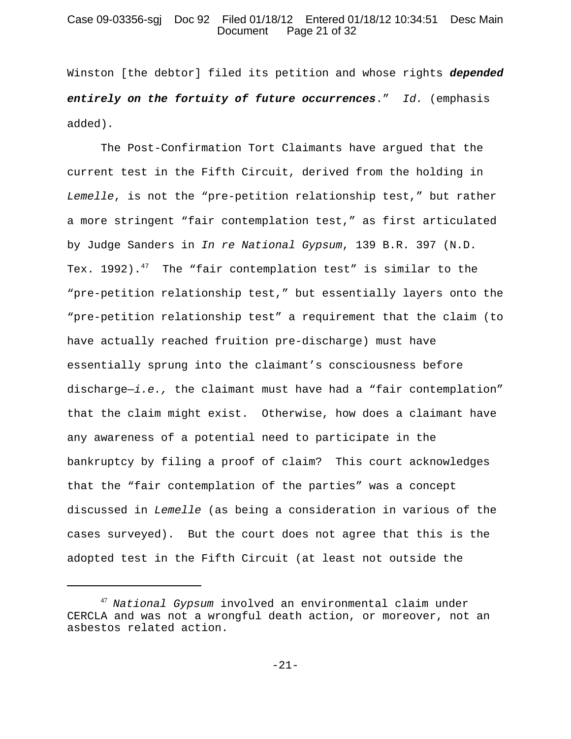Winston [the debtor] filed its petition and whose rights ***depended entirely on the fortuity of future occurrences***." *Id.* (emphasis added).

The Post-Confirmation Tort Claimants have argued that the current test in the Fifth Circuit, derived from the holding in *Lemelle*, is not the "pre-petition relationship test," but rather a more stringent "fair contemplation test," as first articulated by Judge Sanders in *In re National Gypsum*, 139 B.R. 397 (N.D. Tex. 1992).[47] The "fair contemplation test" is similar to the "pre-petition relationship test," but essentially layers onto the "pre-petition relationship test" a requirement that the claim (to have actually reached fruition pre-discharge) must have essentially sprung into the claimant's consciousness before discharge—*i.e.,* the claimant must have had a "fair contemplation" that the claim might exist. Otherwise, how does a claimant have any awareness of a potential need to participate in the bankruptcy by filing a proof of claim? This court acknowledges that the "fair contemplation of the parties" was a concept discussed in *Lemelle* (as being a consideration in various of the cases surveyed). But the court does not agree that this is the adopted test in the Fifth Circuit (at least not outside the

---

[47] *National Gypsum* involved an environmental claim under CERCLA and was not a wrongful death action, or moreover, not an asbestos related action.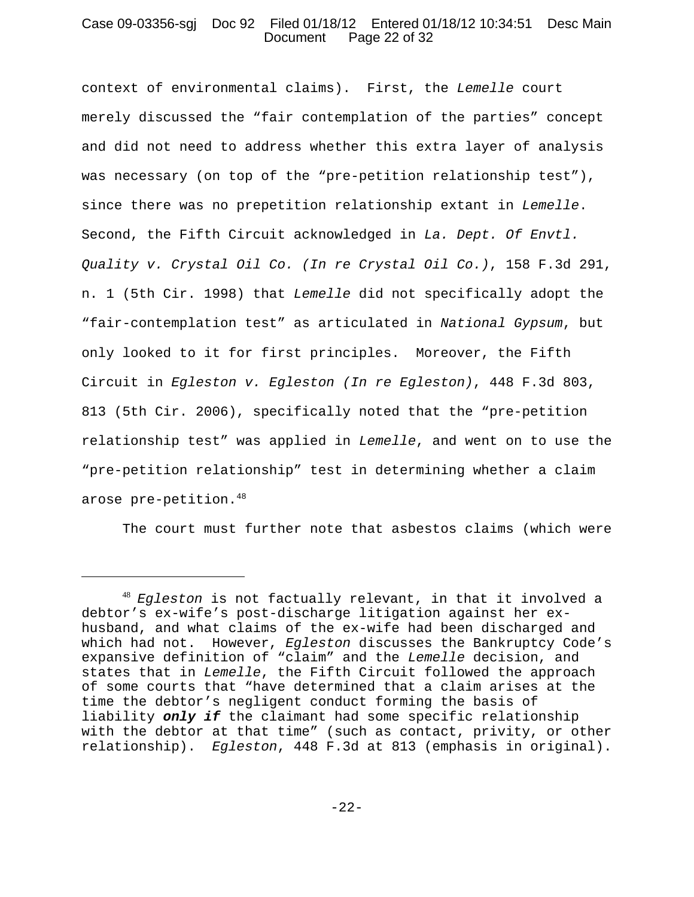context of environmental claims). First, the *Lemelle* court merely discussed the "fair contemplation of the parties" concept and did not need to address whether this extra layer of analysis was necessary (on top of the "pre-petition relationship test"), since there was no prepetition relationship extant in *Lemelle*. Second, the Fifth Circuit acknowledged in *La. Dept. Of Envtl. Quality v. Crystal Oil Co. (In re Crystal Oil Co.)*, 158 F.3d 291, n. 1 (5th Cir. 1998) that *Lemelle* did not specifically adopt the "fair-contemplation test" as articulated in *National Gypsum*, but only looked to it for first principles. Moreover, the Fifth Circuit in *Egleston v. Egleston (In re Egleston)*, 448 F.3d 803, 813 (5th Cir. 2006), specifically noted that the "pre-petition relationship test" was applied in *Lemelle*, and went on to use the "pre-petition relationship" test in determining whether a claim arose pre-petition.[48]

The court must further note that asbestos claims (which were

---

[48] *Egleston* is not factually relevant, in that it involved a debtor's ex-wife's post-discharge litigation against her ex-husband, and what claims of the ex-wife had been discharged and which had not. However, *Egleston* discusses the Bankruptcy Code's expansive definition of "claim" and the *Lemelle* decision, and states that in *Lemelle*, the Fifth Circuit followed the approach of some courts that "have determined that a claim arises at the time the debtor's negligent conduct forming the basis of liability ***only if*** the claimant had some specific relationship with the debtor at that time" (such as contact, privity, or other relationship). *Egleston*, 448 F.3d at 813 (emphasis in original).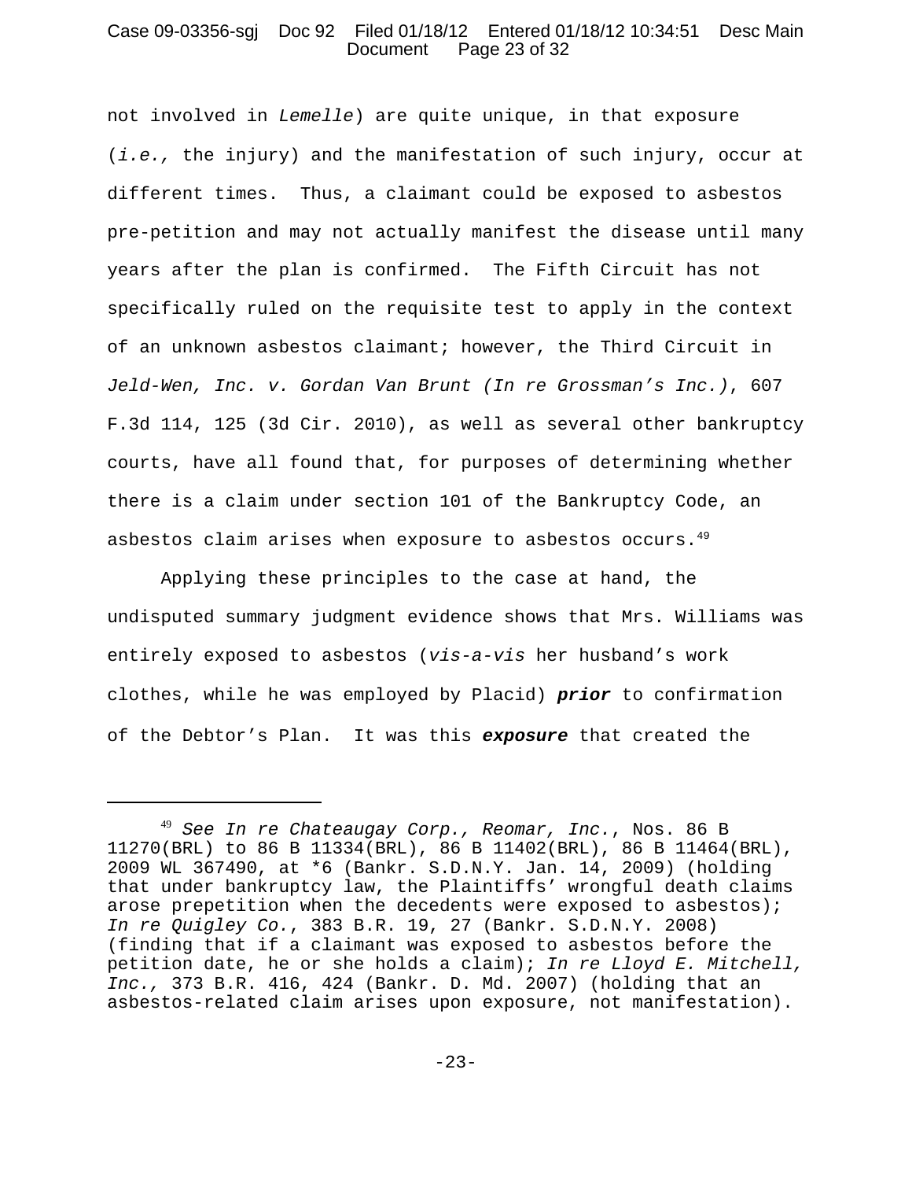not involved in *Lemelle*) are quite unique, in that exposure (*i.e.,* the injury) and the manifestation of such injury, occur at different times. Thus, a claimant could be exposed to asbestos pre-petition and may not actually manifest the disease until many years after the plan is confirmed. The Fifth Circuit has not specifically ruled on the requisite test to apply in the context of an unknown asbestos claimant; however, the Third Circuit in *Jeld-Wen, Inc. v. Gordan Van Brunt (In re Grossman's Inc.)*, 607 F.3d 114, 125 (3d Cir. 2010), as well as several other bankruptcy courts, have all found that, for purposes of determining whether there is a claim under section 101 of the Bankruptcy Code, an asbestos claim arises when exposure to asbestos occurs.[49]

Applying these principles to the case at hand, the undisputed summary judgment evidence shows that Mrs. Williams was entirely exposed to asbestos (*vis-a-vis* her husband's work clothes, while he was employed by Placid) ***prior*** to confirmation of the Debtor's Plan. It was this ***exposure*** that created the

---

[49] *See In re Chateaugay Corp., Reomar, Inc.*, Nos. 86 B 11270(BRL) to 86 B 11334(BRL), 86 B 11402(BRL), 86 B 11464(BRL), 2009 WL 367490, at *6 (Bankr. S.D.N.Y. Jan. 14, 2009) (holding that under bankruptcy law, the Plaintiffs' wrongful death claims arose prepetition when the decedents were exposed to asbestos); *In re Quigley Co.*, 383 B.R. 19, 27 (Bankr. S.D.N.Y. 2008) (finding that if a claimant was exposed to asbestos before the petition date, he or she holds a claim); *In re Lloyd E. Mitchell, Inc.,* 373 B.R. 416, 424 (Bankr. D. Md. 2007) (holding that an asbestos-related claim arises upon exposure, not manifestation).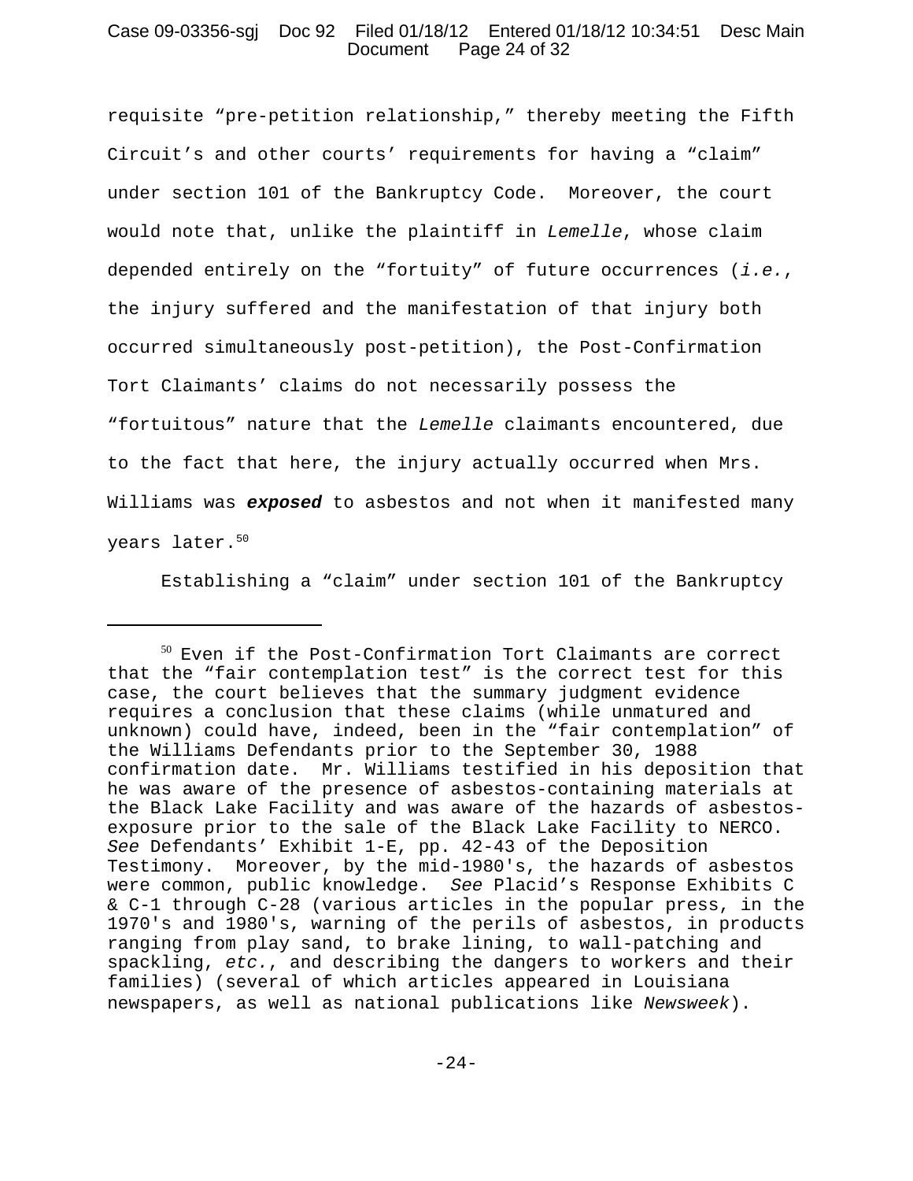requisite "pre-petition relationship," thereby meeting the Fifth Circuit's and other courts' requirements for having a "claim" under section 101 of the Bankruptcy Code. Moreover, the court would note that, unlike the plaintiff in *Lemelle*, whose claim depended entirely on the "fortuity" of future occurrences (*i.e.*, the injury suffered and the manifestation of that injury both occurred simultaneously post-petition), the Post-Confirmation Tort Claimants' claims do not necessarily possess the "fortuitous" nature that the *Lemelle* claimants encountered, due to the fact that here, the injury actually occurred when Mrs. Williams was ***exposed*** to asbestos and not when it manifested many years later.[50]

Establishing a "claim" under section 101 of the Bankruptcy

---

[50] Even if the Post-Confirmation Tort Claimants are correct that the "fair contemplation test" is the correct test for this case, the court believes that the summary judgment evidence requires a conclusion that these claims (while unmatured and unknown) could have, indeed, been in the "fair contemplation" of the Williams Defendants prior to the September 30, 1988 confirmation date. Mr. Williams testified in his deposition that he was aware of the presence of asbestos-containing materials at the Black Lake Facility and was aware of the hazards of asbestos-exposure prior to the sale of the Black Lake Facility to NERCO. *See* Defendants' Exhibit 1-E, pp. 42-43 of the Deposition Testimony. Moreover, by the mid-1980's, the hazards of asbestos were common, public knowledge. *See* Placid's Response Exhibits C & C-1 through C-28 (various articles in the popular press, in the 1970's and 1980's, warning of the perils of asbestos, in products ranging from play sand, to brake lining, to wall-patching and spackling, *etc.*, and describing the dangers to workers and their families) (several of which articles appeared in Louisiana newspapers, as well as national publications like *Newsweek*).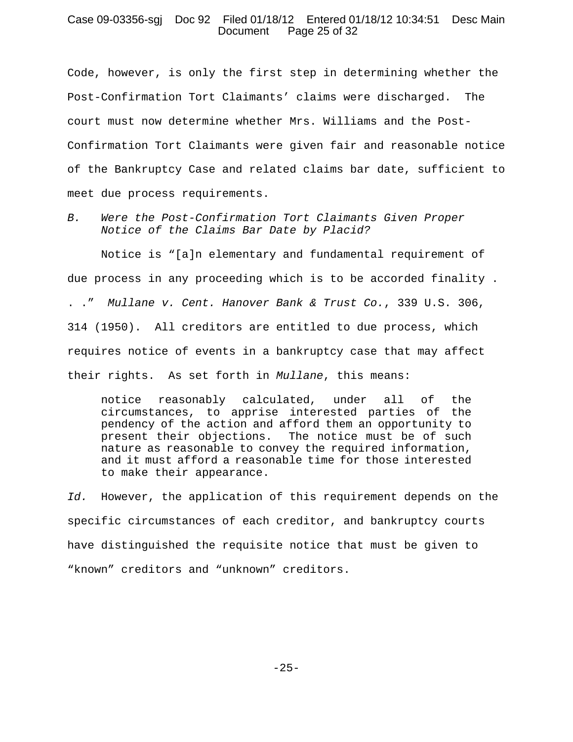Code, however, is only the first step in determining whether the Post-Confirmation Tort Claimants' claims were discharged. The court must now determine whether Mrs. Williams and the Post-Confirmation Tort Claimants were given fair and reasonable notice of the Bankruptcy Case and related claims bar date, sufficient to meet due process requirements.

*B. Were the Post-Confirmation Tort Claimants Given Proper Notice of the Claims Bar Date by Placid?*

Notice is "[a]n elementary and fundamental requirement of due process in any proceeding which is to be accorded finality . . ." *Mullane v. Cent. Hanover Bank & Trust Co.*, 339 U.S. 306, 314 (1950). All creditors are entitled to due process, which requires notice of events in a bankruptcy case that may affect their rights. As set forth in *Mullane*, this means:

> notice reasonably calculated, under all of the circumstances, to apprise interested parties of the pendency of the action and afford them an opportunity to present their objections. The notice must be of such nature as reasonable to convey the required information, and it must afford a reasonable time for those interested to make their appearance.

*Id.* However, the application of this requirement depends on the specific circumstances of each creditor, and bankruptcy courts have distinguished the requisite notice that must be given to "known" creditors and "unknown" creditors.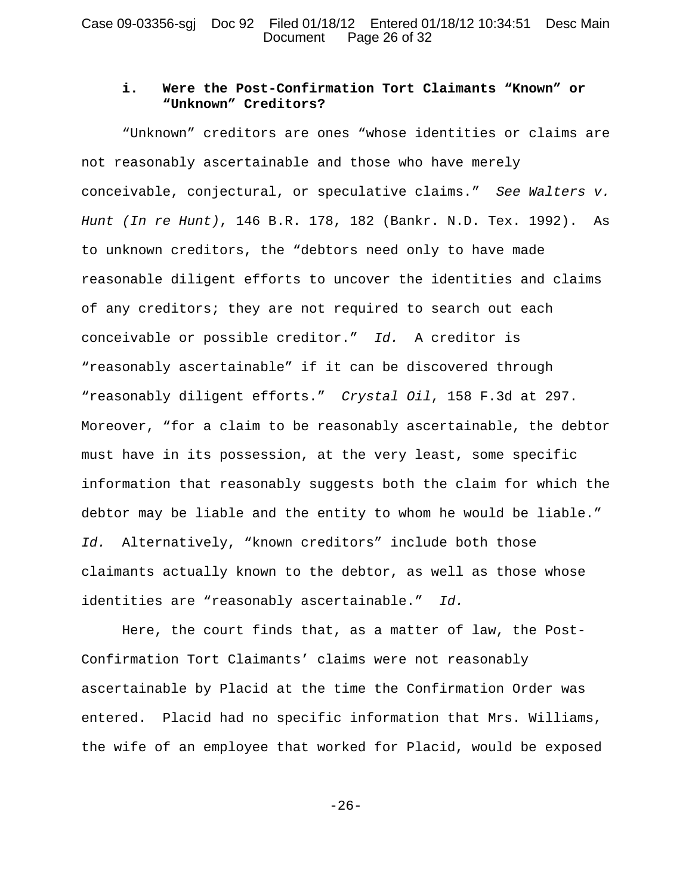### i. Were the Post-Confirmation Tort Claimants "Known" or "Unknown" Creditors?

"Unknown" creditors are ones "whose identities or claims are not reasonably ascertainable and those who have merely conceivable, conjectural, or speculative claims." *See Walters v. Hunt (In re Hunt)*, 146 B.R. 178, 182 (Bankr. N.D. Tex. 1992). As to unknown creditors, the "debtors need only to have made reasonable diligent efforts to uncover the identities and claims of any creditors; they are not required to search out each conceivable or possible creditor." *Id.* A creditor is "reasonably ascertainable" if it can be discovered through "reasonably diligent efforts." *Crystal Oil*, 158 F.3d at 297. Moreover, "for a claim to be reasonably ascertainable, the debtor must have in its possession, at the very least, some specific information that reasonably suggests both the claim for which the debtor may be liable and the entity to whom he would be liable." *Id.* Alternatively, "known creditors" include both those claimants actually known to the debtor, as well as those whose identities are "reasonably ascertainable." *Id.*

Here, the court finds that, as a matter of law, the Post-Confirmation Tort Claimants' claims were not reasonably ascertainable by Placid at the time the Confirmation Order was entered. Placid had no specific information that Mrs. Williams, the wife of an employee that worked for Placid, would be exposed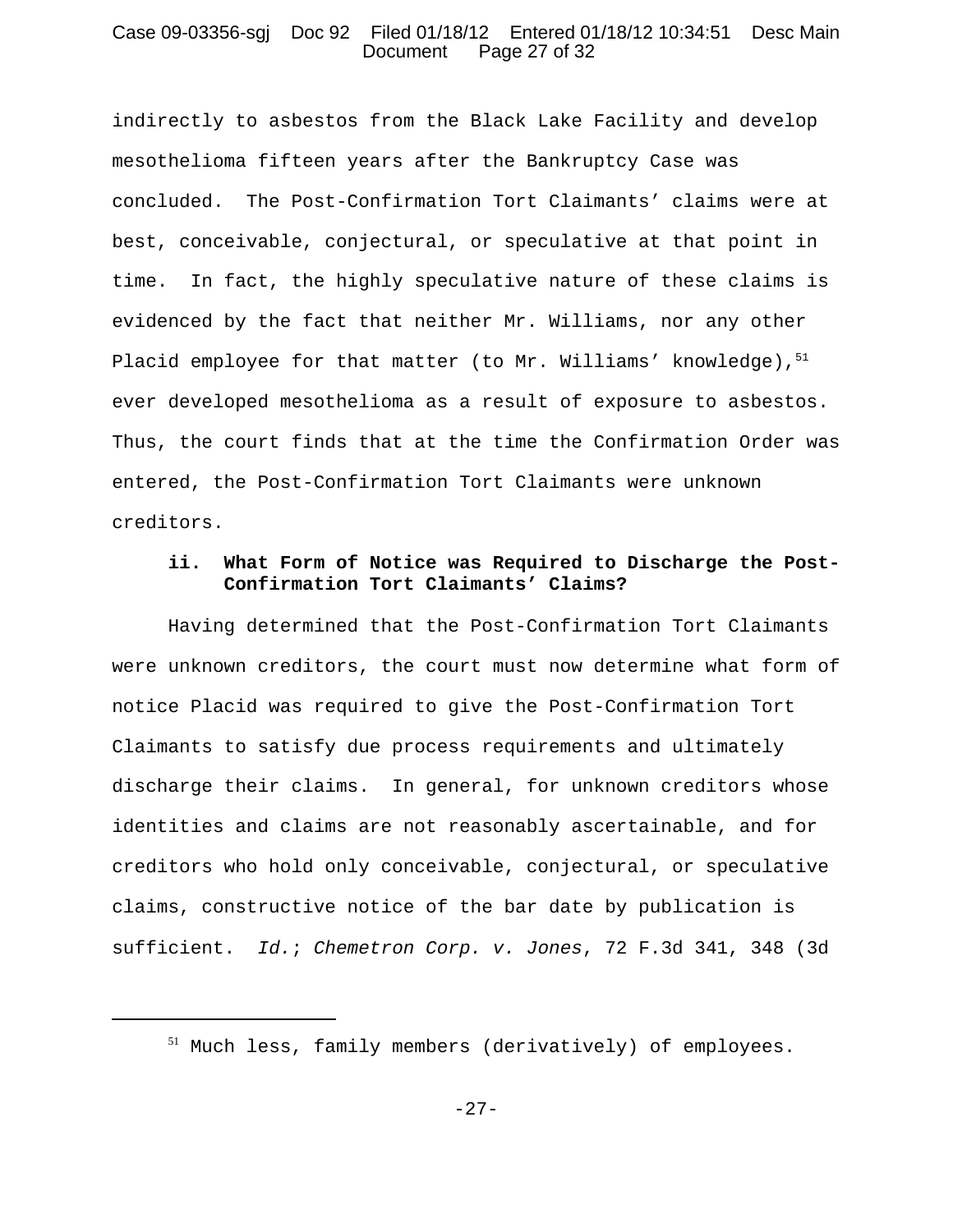indirectly to asbestos from the Black Lake Facility and develop mesothelioma fifteen years after the Bankruptcy Case was concluded. The Post-Confirmation Tort Claimants' claims were at best, conceivable, conjectural, or speculative at that point in time. In fact, the highly speculative nature of these claims is evidenced by the fact that neither Mr. Williams, nor any other Placid employee for that matter (to Mr. Williams' knowledge),[51] ever developed mesothelioma as a result of exposure to asbestos. Thus, the court finds that at the time the Confirmation Order was entered, the Post-Confirmation Tort Claimants were unknown creditors.

**ii. What Form of Notice was Required to Discharge the Post-Confirmation Tort Claimants' Claims?**

Having determined that the Post-Confirmation Tort Claimants were unknown creditors, the court must now determine what form of notice Placid was required to give the Post-Confirmation Tort Claimants to satisfy due process requirements and ultimately discharge their claims. In general, for unknown creditors whose identities and claims are not reasonably ascertainable, and for creditors who hold only conceivable, conjectural, or speculative claims, constructive notice of the bar date by publication is sufficient. *Id.*; *Chemetron Corp. v. Jones*, 72 F.3d 341, 348 (3d

[51] Much less, family members (derivatively) of employees.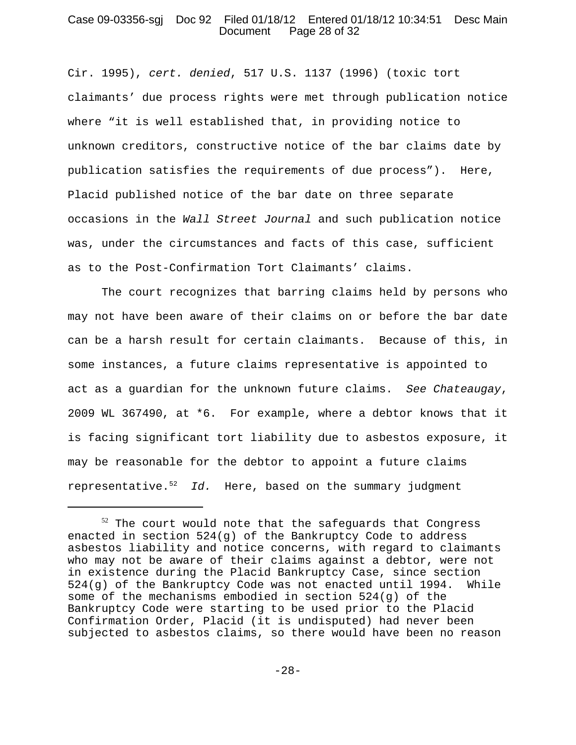Cir. 1995), *cert. denied*, 517 U.S. 1137 (1996) (toxic tort claimants' due process rights were met through publication notice where "it is well established that, in providing notice to unknown creditors, constructive notice of the bar claims date by publication satisfies the requirements of due process"). Here, Placid published notice of the bar date on three separate occasions in the *Wall Street Journal* and such publication notice was, under the circumstances and facts of this case, sufficient as to the Post-Confirmation Tort Claimants' claims.

The court recognizes that barring claims held by persons who may not have been aware of their claims on or before the bar date can be a harsh result for certain claimants. Because of this, in some instances, a future claims representative is appointed to act as a guardian for the unknown future claims. *See Chateaugay*, 2009 WL 367490, at *6. For example, where a debtor knows that it is facing significant tort liability due to asbestos exposure, it may be reasonable for the debtor to appoint a future claims representative.[52] *Id.* Here, based on the summary judgment

---

[52] The court would note that the safeguards that Congress enacted in section 524(g) of the Bankruptcy Code to address asbestos liability and notice concerns, with regard to claimants who may not be aware of their claims against a debtor, were not in existence during the Placid Bankruptcy Case, since section 524(g) of the Bankruptcy Code was not enacted until 1994. While some of the mechanisms embodied in section 524(g) of the Bankruptcy Code were starting to be used prior to the Placid Confirmation Order, Placid (it is undisputed) had never been subjected to asbestos claims, so there would have been no reason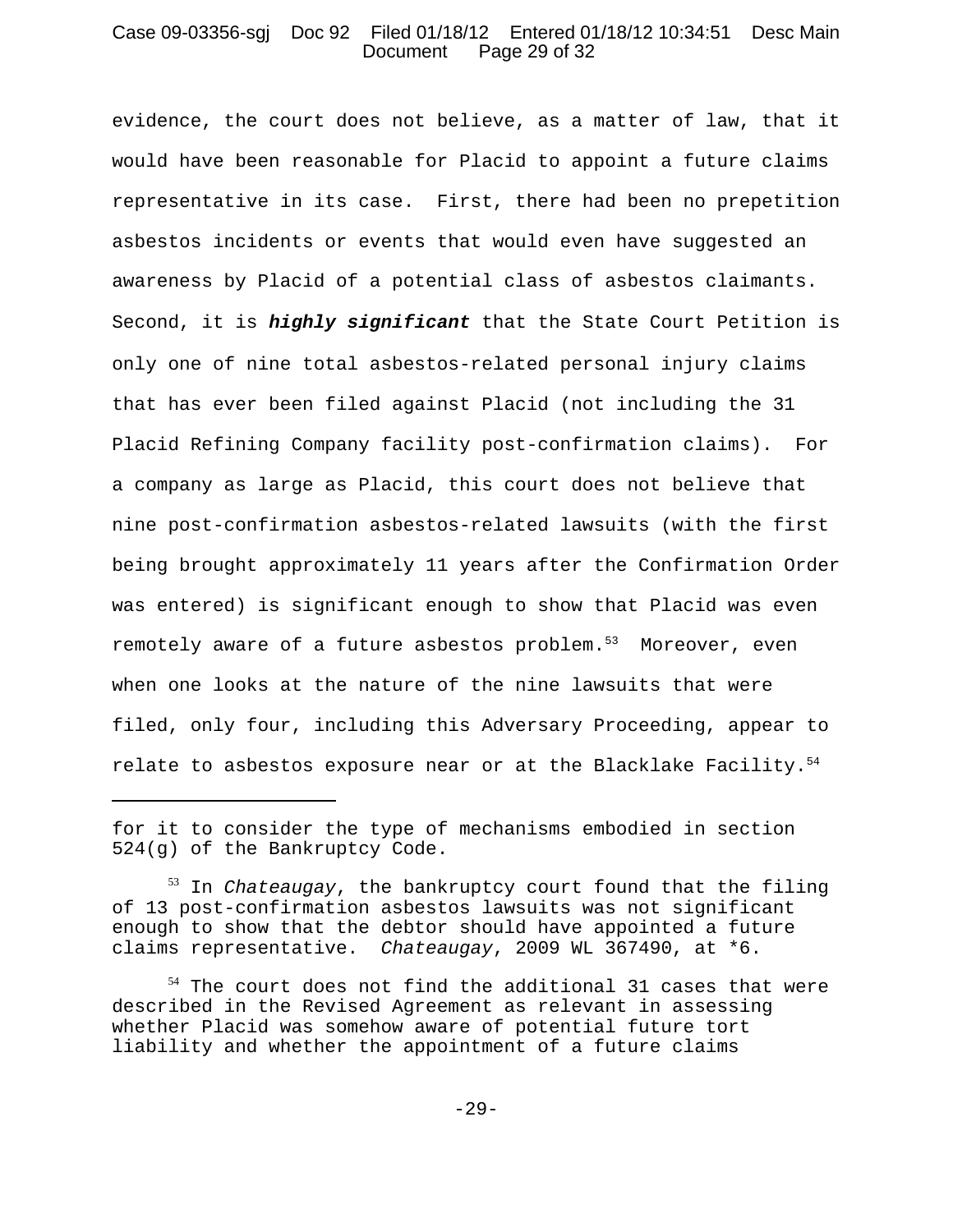evidence, the court does not believe, as a matter of law, that it would have been reasonable for Placid to appoint a future claims representative in its case. First, there had been no prepetition asbestos incidents or events that would even have suggested an awareness by Placid of a potential class of asbestos claimants. Second, it is ***highly significant*** that the State Court Petition is only one of nine total asbestos-related personal injury claims that has ever been filed against Placid (not including the 31 Placid Refining Company facility post-confirmation claims). For a company as large as Placid, this court does not believe that nine post-confirmation asbestos-related lawsuits (with the first being brought approximately 11 years after the Confirmation Order was entered) is significant enough to show that Placid was even remotely aware of a future asbestos problem.[53] Moreover, even when one looks at the nature of the nine lawsuits that were filed, only four, including this Adversary Proceeding, appear to relate to asbestos exposure near or at the Blacklake Facility.[54]

---

for it to consider the type of mechanisms embodied in section 524(g) of the Bankruptcy Code.

[53] In *Chateaugay*, the bankruptcy court found that the filing of 13 post-confirmation asbestos lawsuits was not significant enough to show that the debtor should have appointed a future claims representative. *Chateaugay*, 2009 WL 367490, at *6.

[54] The court does not find the additional 31 cases that were described in the Revised Agreement as relevant in assessing whether Placid was somehow aware of potential future tort liability and whether the appointment of a future claims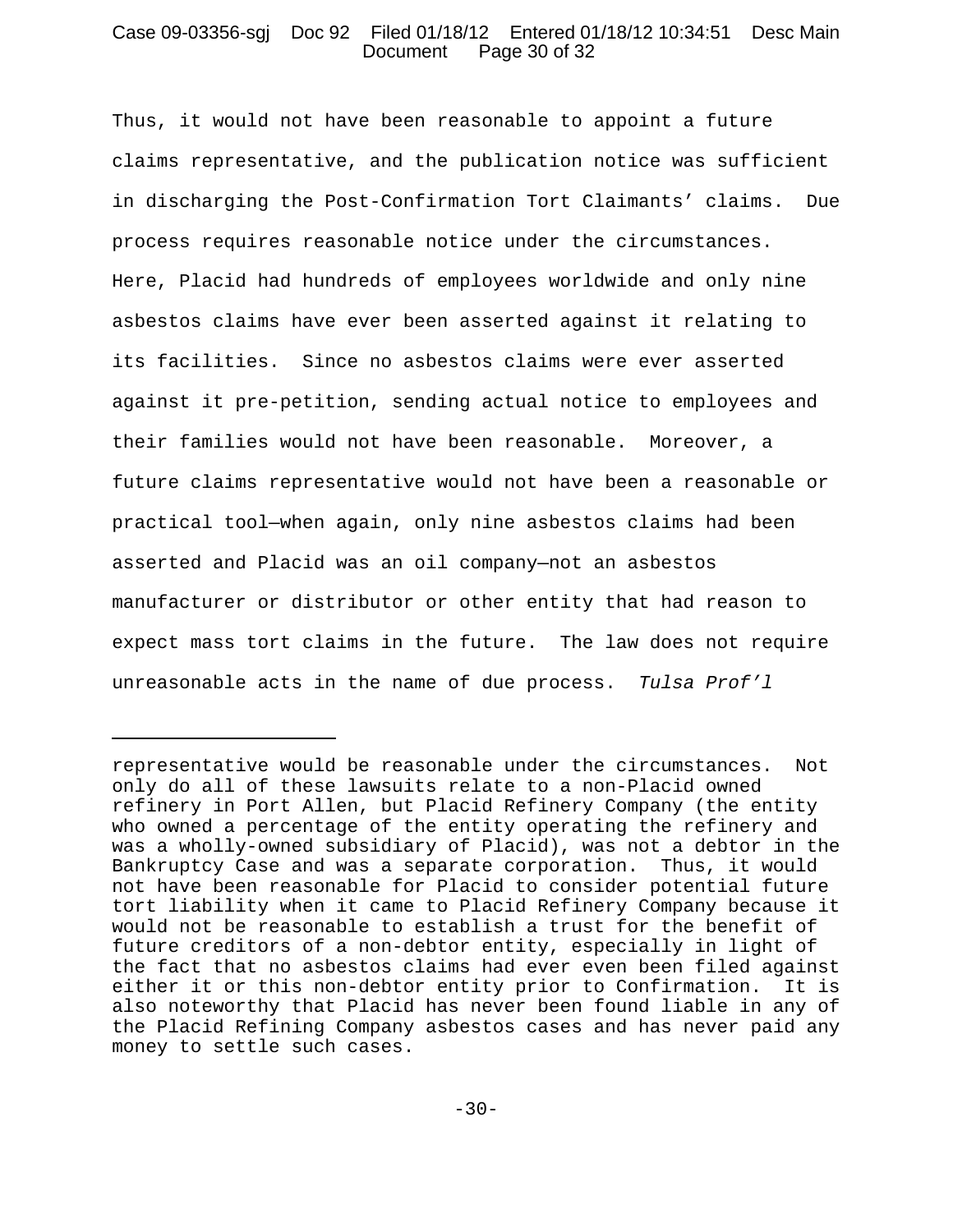Thus, it would not have been reasonable to appoint a future claims representative, and the publication notice was sufficient in discharging the Post-Confirmation Tort Claimants' claims. Due process requires reasonable notice under the circumstances. Here, Placid had hundreds of employees worldwide and only nine asbestos claims have ever been asserted against it relating to its facilities. Since no asbestos claims were ever asserted against it pre-petition, sending actual notice to employees and their families would not have been reasonable. Moreover, a future claims representative would not have been a reasonable or practical tool—when again, only nine asbestos claims had been asserted and Placid was an oil company—not an asbestos manufacturer or distributor or other entity that had reason to expect mass tort claims in the future. The law does not require unreasonable acts in the name of due process. *Tulsa Prof'l*

---

representative would be reasonable under the circumstances. Not only do all of these lawsuits relate to a non-Placid owned refinery in Port Allen, but Placid Refinery Company (the entity who owned a percentage of the entity operating the refinery and was a wholly-owned subsidiary of Placid), was not a debtor in the Bankruptcy Case and was a separate corporation. Thus, it would not have been reasonable for Placid to consider potential future tort liability when it came to Placid Refinery Company because it would not be reasonable to establish a trust for the benefit of future creditors of a non-debtor entity, especially in light of the fact that no asbestos claims had ever even been filed against either it or this non-debtor entity prior to Confirmation. It is also noteworthy that Placid has never been found liable in any of the Placid Refining Company asbestos cases and has never paid any money to settle such cases.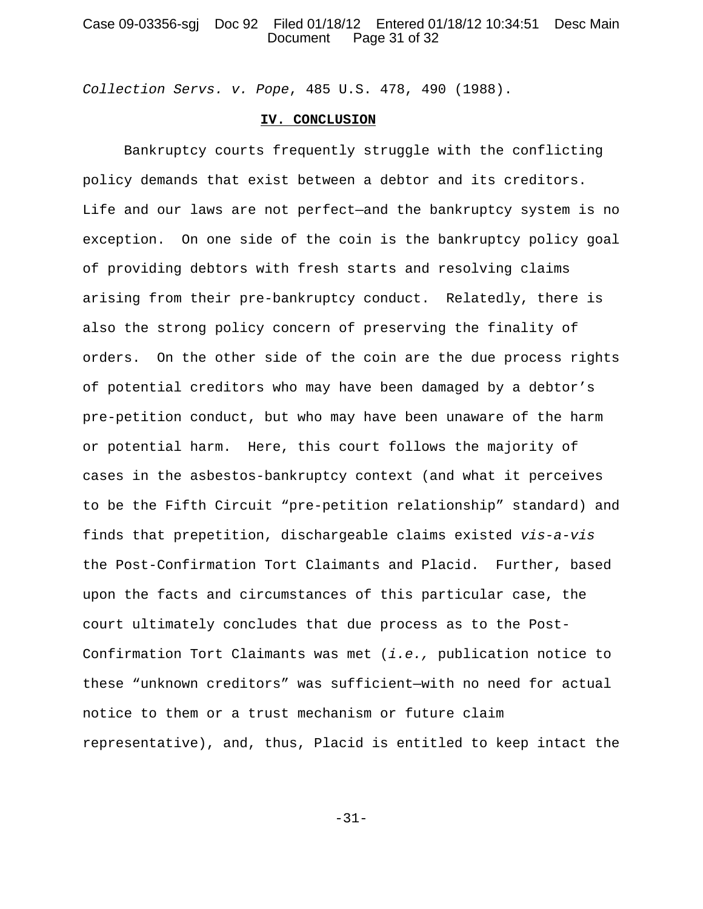*Collection Servs. v. Pope*, 485 U.S. 478, 490 (1988).

## IV. CONCLUSION

Bankruptcy courts frequently struggle with the conflicting policy demands that exist between a debtor and its creditors. Life and our laws are not perfect—and the bankruptcy system is no exception. On one side of the coin is the bankruptcy policy goal of providing debtors with fresh starts and resolving claims arising from their pre-bankruptcy conduct. Relatedly, there is also the strong policy concern of preserving the finality of orders. On the other side of the coin are the due process rights of potential creditors who may have been damaged by a debtor's pre-petition conduct, but who may have been unaware of the harm or potential harm. Here, this court follows the majority of cases in the asbestos-bankruptcy context (and what it perceives to be the Fifth Circuit "pre-petition relationship" standard) and finds that prepetition, dischargeable claims existed *vis-a-vis* the Post-Confirmation Tort Claimants and Placid. Further, based upon the facts and circumstances of this particular case, the court ultimately concludes that due process as to the Post-Confirmation Tort Claimants was met (*i.e.,* publication notice to these "unknown creditors" was sufficient—with no need for actual notice to them or a trust mechanism or future claim representative), and, thus, Placid is entitled to keep intact the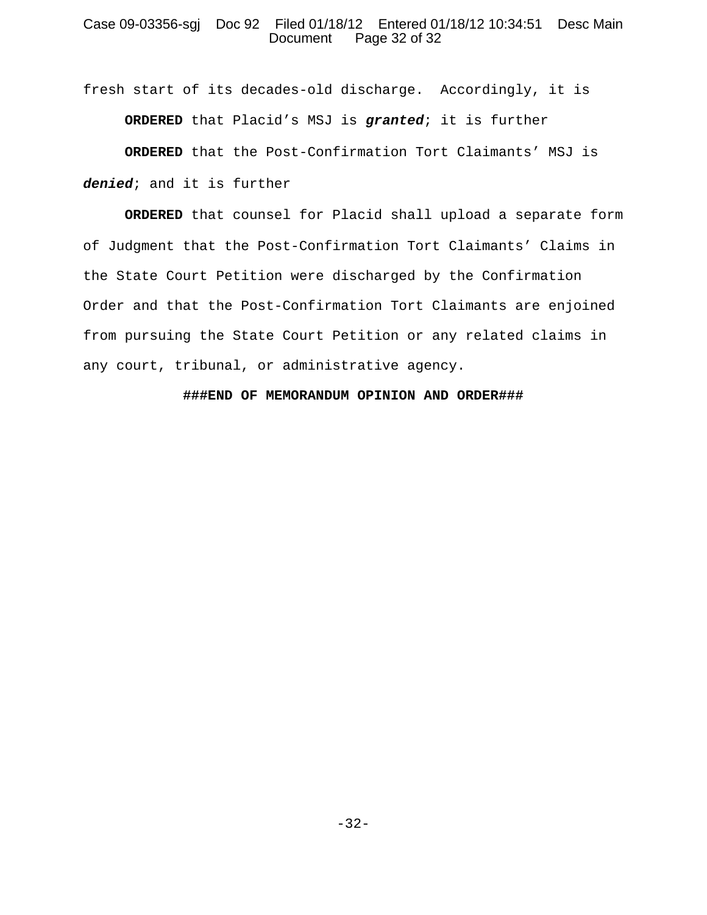fresh start of its decades-old discharge. Accordingly, it is

**ORDERED** that Placid's MSJ is ***granted***; it is further

**ORDERED** that the Post-Confirmation Tort Claimants' MSJ is ***denied***; and it is further

**ORDERED** that counsel for Placid shall upload a separate form of Judgment that the Post-Confirmation Tort Claimants' Claims in the State Court Petition were discharged by the Confirmation Order and that the Post-Confirmation Tort Claimants are enjoined from pursuing the State Court Petition or any related claims in any court, tribunal, or administrative agency.

**###END OF MEMORANDUM OPINION AND ORDER###**